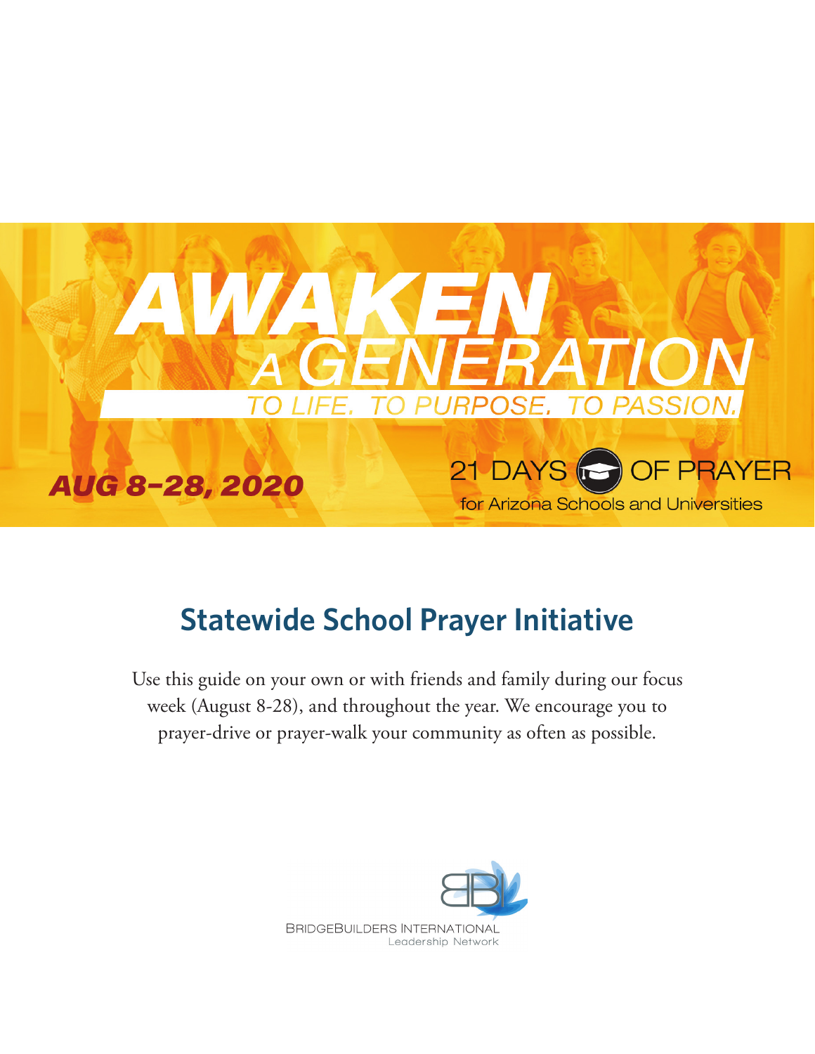# AWAKEN A GENERATION

TO LIFE. TO PURPOSE. TO PASSION.

**AUG 8–28, 2020**

21 DAYS OF PRAYER

for Arizona Schools and Universities

## Statewide School Prayer Initiative

Use this guide on your own or with friends and family during our focus week (August 8-28), and throughout the year. We encourage you to prayer-drive or prayer-walk your community as often as possible.

BRIDGEBUILDERS INTERNATIONAL
Leadership Network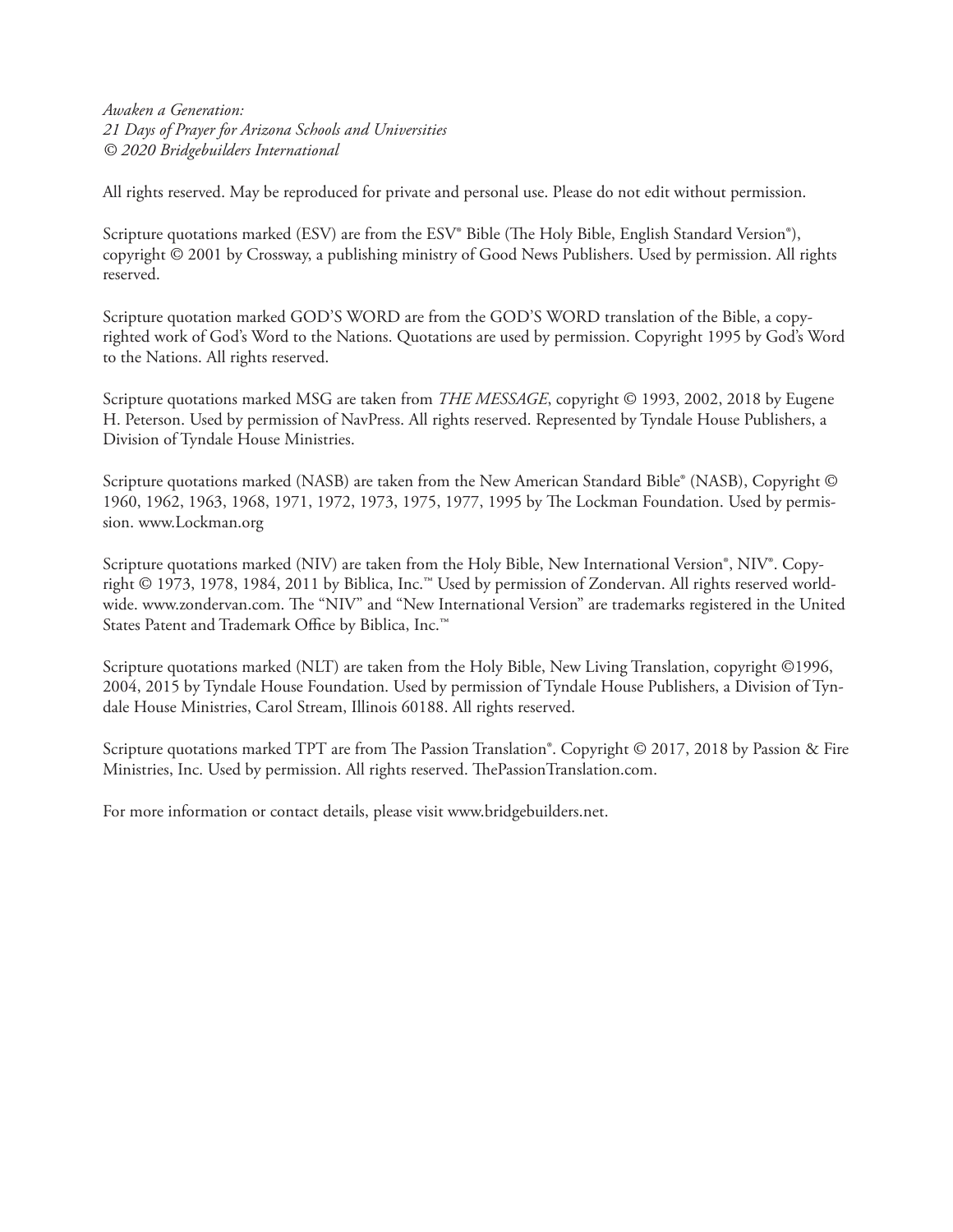*Awaken a Generation:*
*21 Days of Prayer for Arizona Schools and Universities*
*© 2020 Bridgebuilders International*

All rights reserved. May be reproduced for private and personal use. Please do not edit without permission.

Scripture quotations marked (ESV) are from the ESV® Bible (The Holy Bible, English Standard Version®), copyright © 2001 by Crossway, a publishing ministry of Good News Publishers. Used by permission. All rights reserved.

Scripture quotation marked GOD'S WORD are from the GOD'S WORD translation of the Bible, a copyrighted work of God's Word to the Nations. Quotations are used by permission. Copyright 1995 by God's Word to the Nations. All rights reserved.

Scripture quotations marked MSG are taken from *THE MESSAGE*, copyright © 1993, 2002, 2018 by Eugene H. Peterson. Used by permission of NavPress. All rights reserved. Represented by Tyndale House Publishers, a Division of Tyndale House Ministries.

Scripture quotations marked (NASB) are taken from the New American Standard Bible® (NASB), Copyright © 1960, 1962, 1963, 1968, 1971, 1972, 1973, 1975, 1977, 1995 by The Lockman Foundation. Used by permission. www.Lockman.org

Scripture quotations marked (NIV) are taken from the Holy Bible, New International Version®, NIV®. Copyright © 1973, 1978, 1984, 2011 by Biblica, Inc.™ Used by permission of Zondervan. All rights reserved worldwide. www.zondervan.com. The "NIV" and "New International Version" are trademarks registered in the United States Patent and Trademark Office by Biblica, Inc.™

Scripture quotations marked (NLT) are taken from the Holy Bible, New Living Translation, copyright ©1996, 2004, 2015 by Tyndale House Foundation. Used by permission of Tyndale House Publishers, a Division of Tyndale House Ministries, Carol Stream, Illinois 60188. All rights reserved.

Scripture quotations marked TPT are from The Passion Translation®. Copyright © 2017, 2018 by Passion & Fire Ministries, Inc. Used by permission. All rights reserved. ThePassionTranslation.com.

For more information or contact details, please visit www.bridgebuilders.net.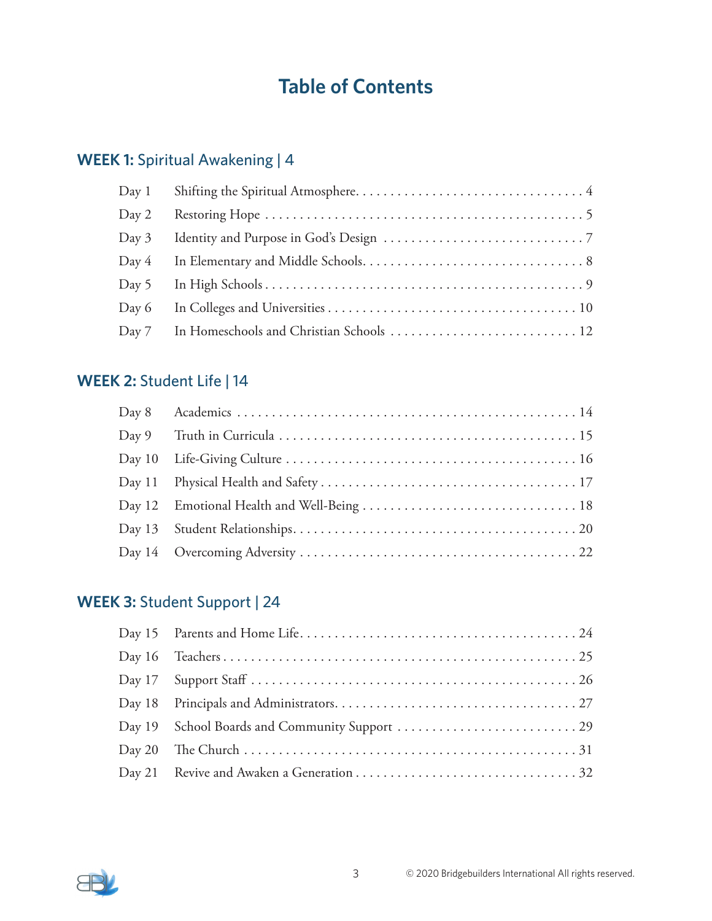# Table of Contents

## WEEK 1: Spiritual Awakening | 4

| | | |
|---|---|---|
| Day 1 | Shifting the Spiritual Atmosphere | 4 |
| Day 2 | Restoring Hope | 5 |
| Day 3 | Identity and Purpose in God's Design | 7 |
| Day 4 | In Elementary and Middle Schools | 8 |
| Day 5 | In High Schools | 9 |
| Day 6 | In Colleges and Universities | 10 |
| Day 7 | In Homeschools and Christian Schools | 12 |

## WEEK 2: Student Life | 14

| | | |
|---|---|---|
| Day 8 | Academics | 14 |
| Day 9 | Truth in Curricula | 15 |
| Day 10 | Life-Giving Culture | 16 |
| Day 11 | Physical Health and Safety | 17 |
| Day 12 | Emotional Health and Well-Being | 18 |
| Day 13 | Student Relationships | 20 |
| Day 14 | Overcoming Adversity | 22 |

## WEEK 3: Student Support | 24

| | | |
|---|---|---|
| Day 15 | Parents and Home Life | 24 |
| Day 16 | Teachers | 25 |
| Day 17 | Support Staff | 26 |
| Day 18 | Principals and Administrators | 27 |
| Day 19 | School Boards and Community Support | 29 |
| Day 20 | The Church | 31 |
| Day 21 | Revive and Awaken a Generation | 32 |

© 2020 Bridgebuilders International All rights reserved.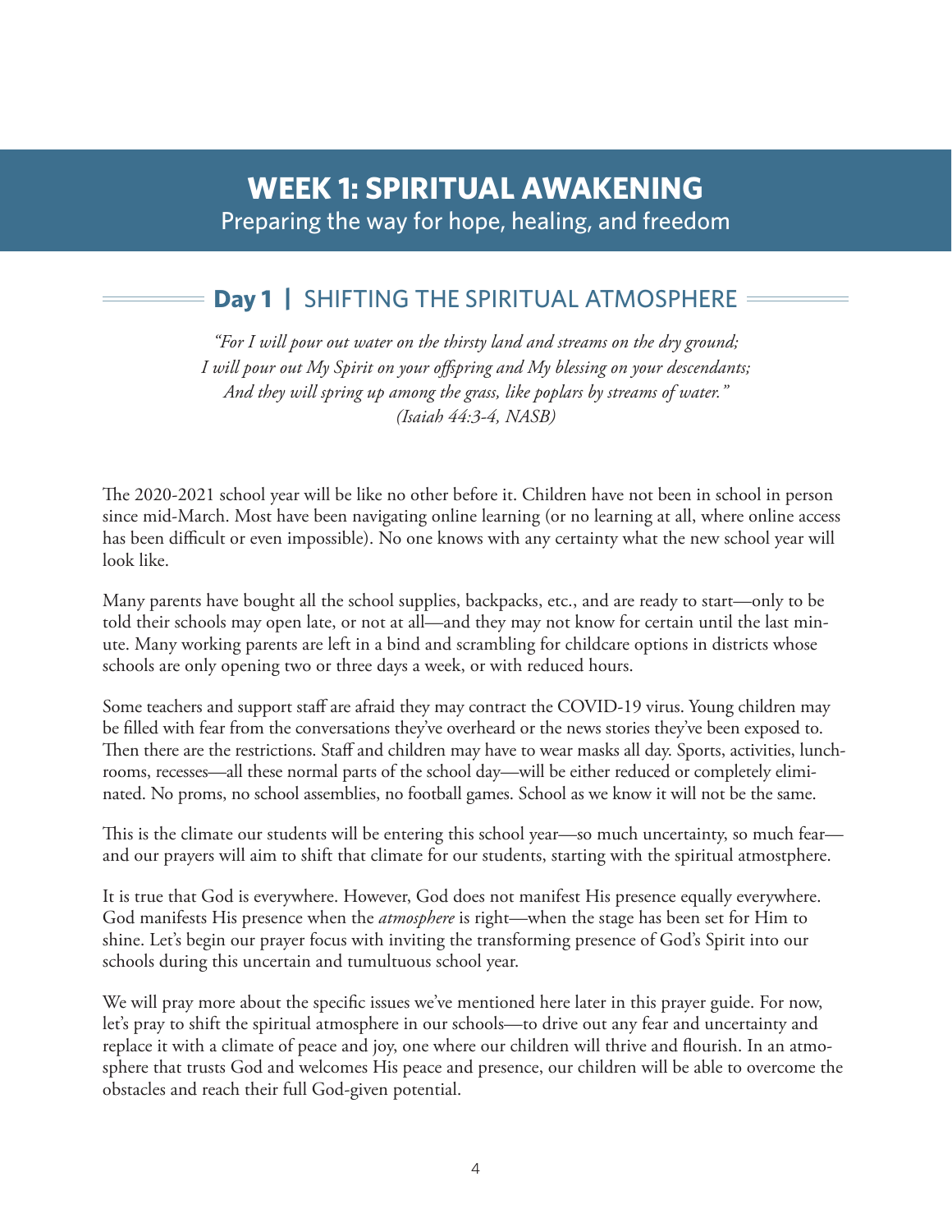# WEEK 1: SPIRITUAL AWAKENING

Preparing the way for hope, healing, and freedom

## Day 1 | SHIFTING THE SPIRITUAL ATMOSPHERE

*"For I will pour out water on the thirsty land and streams on the dry ground;*
*I will pour out My Spirit on your offspring and My blessing on your descendants;*
*And they will spring up among the grass, like poplars by streams of water."*
*(Isaiah 44:3-4, NASB)*

The 2020-2021 school year will be like no other before it. Children have not been in school in person since mid-March. Most have been navigating online learning (or no learning at all, where online access has been difficult or even impossible). No one knows with any certainty what the new school year will look like.

Many parents have bought all the school supplies, backpacks, etc., and are ready to start—only to be told their schools may open late, or not at all—and they may not know for certain until the last minute. Many working parents are left in a bind and scrambling for childcare options in districts whose schools are only opening two or three days a week, or with reduced hours.

Some teachers and support staff are afraid they may contract the COVID-19 virus. Young children may be filled with fear from the conversations they've overheard or the news stories they've been exposed to. Then there are the restrictions. Staff and children may have to wear masks all day. Sports, activities, lunchrooms, recesses—all these normal parts of the school day—will be either reduced or completely eliminated. No proms, no school assemblies, no football games. School as we know it will not be the same.

This is the climate our students will be entering this school year—so much uncertainty, so much fear—and our prayers will aim to shift that climate for our students, starting with the spiritual atmostphere.

It is true that God is everywhere. However, God does not manifest His presence equally everywhere. God manifests His presence when the *atmosphere* is right—when the stage has been set for Him to shine. Let's begin our prayer focus with inviting the transforming presence of God's Spirit into our schools during this uncertain and tumultuous school year.

We will pray more about the specific issues we've mentioned here later in this prayer guide. For now, let's pray to shift the spiritual atmosphere in our schools—to drive out any fear and uncertainty and replace it with a climate of peace and joy, one where our children will thrive and flourish. In an atmosphere that trusts God and welcomes His peace and presence, our children will be able to overcome the obstacles and reach their full God-given potential.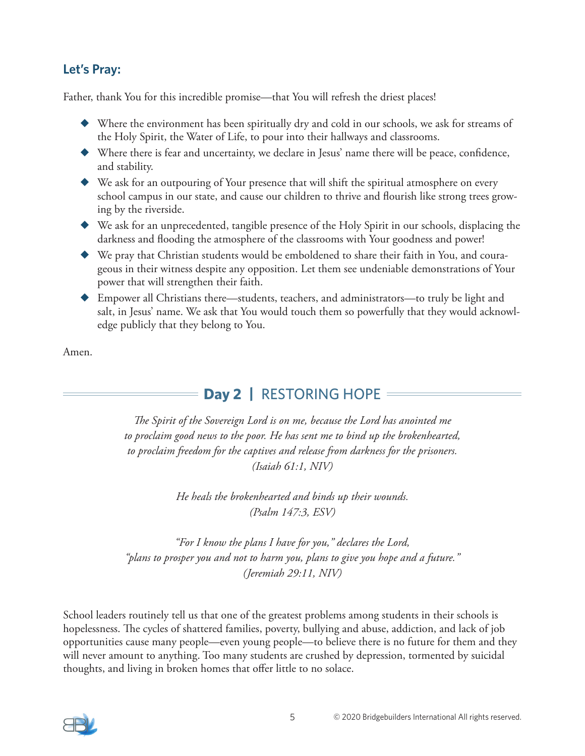### Let's Pray:

Father, thank You for this incredible promise—that You will refresh the driest places!

- Where the environment has been spiritually dry and cold in our schools, we ask for streams of the Holy Spirit, the Water of Life, to pour into their hallways and classrooms.
- Where there is fear and uncertainty, we declare in Jesus' name there will be peace, confidence, and stability.
- We ask for an outpouring of Your presence that will shift the spiritual atmosphere on every school campus in our state, and cause our children to thrive and flourish like strong trees growing by the riverside.
- We ask for an unprecedented, tangible presence of the Holy Spirit in our schools, displacing the darkness and flooding the atmosphere of the classrooms with Your goodness and power!
- We pray that Christian students would be emboldened to share their faith in You, and courageous in their witness despite any opposition. Let them see undeniable demonstrations of Your power that will strengthen their faith.
- Empower all Christians there—students, teachers, and administrators—to truly be light and salt, in Jesus' name. We ask that You would touch them so powerfully that they would acknowledge publicly that they belong to You.

Amen.

## Day 2 | RESTORING HOPE

*The Spirit of the Sovereign Lord is on me, because the Lord has anointed me to proclaim good news to the poor. He has sent me to bind up the brokenhearted, to proclaim freedom for the captives and release from darkness for the prisoners. (Isaiah 61:1, NIV)*

*He heals the brokenhearted and binds up their wounds. (Psalm 147:3, ESV)*

*"For I know the plans I have for you," declares the Lord, "plans to prosper you and not to harm you, plans to give you hope and a future." (Jeremiah 29:11, NIV)*

School leaders routinely tell us that one of the greatest problems among students in their schools is hopelessness. The cycles of shattered families, poverty, bullying and abuse, addiction, and lack of job opportunities cause many people—even young people—to believe there is no future for them and they will never amount to anything. Too many students are crushed by depression, tormented by suicidal thoughts, and living in broken homes that offer little to no solace.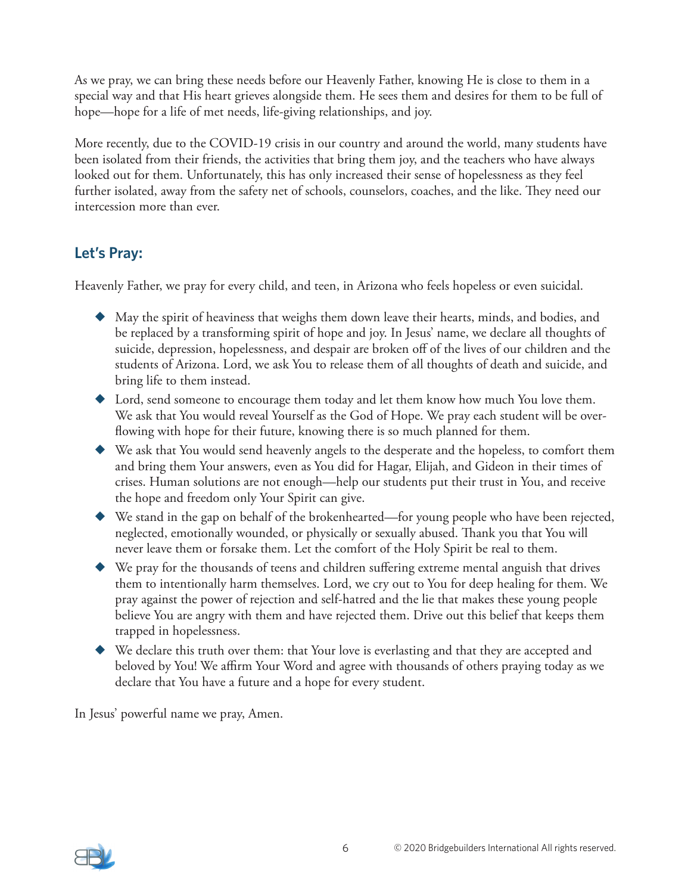As we pray, we can bring these needs before our Heavenly Father, knowing He is close to them in a special way and that His heart grieves alongside them. He sees them and desires for them to be full of hope—hope for a life of met needs, life-giving relationships, and joy.

More recently, due to the COVID-19 crisis in our country and around the world, many students have been isolated from their friends, the activities that bring them joy, and the teachers who have always looked out for them. Unfortunately, this has only increased their sense of hopelessness as they feel further isolated, away from the safety net of schools, counselors, coaches, and the like. They need our intercession more than ever.

## Let's Pray:

Heavenly Father, we pray for every child, and teen, in Arizona who feels hopeless or even suicidal.

- May the spirit of heaviness that weighs them down leave their hearts, minds, and bodies, and be replaced by a transforming spirit of hope and joy. In Jesus' name, we declare all thoughts of suicide, depression, hopelessness, and despair are broken off of the lives of our children and the students of Arizona. Lord, we ask You to release them of all thoughts of death and suicide, and bring life to them instead.
- Lord, send someone to encourage them today and let them know how much You love them. We ask that You would reveal Yourself as the God of Hope. We pray each student will be overflowing with hope for their future, knowing there is so much planned for them.
- We ask that You would send heavenly angels to the desperate and the hopeless, to comfort them and bring them Your answers, even as You did for Hagar, Elijah, and Gideon in their times of crises. Human solutions are not enough—help our students put their trust in You, and receive the hope and freedom only Your Spirit can give.
- We stand in the gap on behalf of the brokenhearted—for young people who have been rejected, neglected, emotionally wounded, or physically or sexually abused. Thank you that You will never leave them or forsake them. Let the comfort of the Holy Spirit be real to them.
- We pray for the thousands of teens and children suffering extreme mental anguish that drives them to intentionally harm themselves. Lord, we cry out to You for deep healing for them. We pray against the power of rejection and self-hatred and the lie that makes these young people believe You are angry with them and have rejected them. Drive out this belief that keeps them trapped in hopelessness.
- We declare this truth over them: that Your love is everlasting and that they are accepted and beloved by You! We affirm Your Word and agree with thousands of others praying today as we declare that You have a future and a hope for every student.

In Jesus' powerful name we pray, Amen.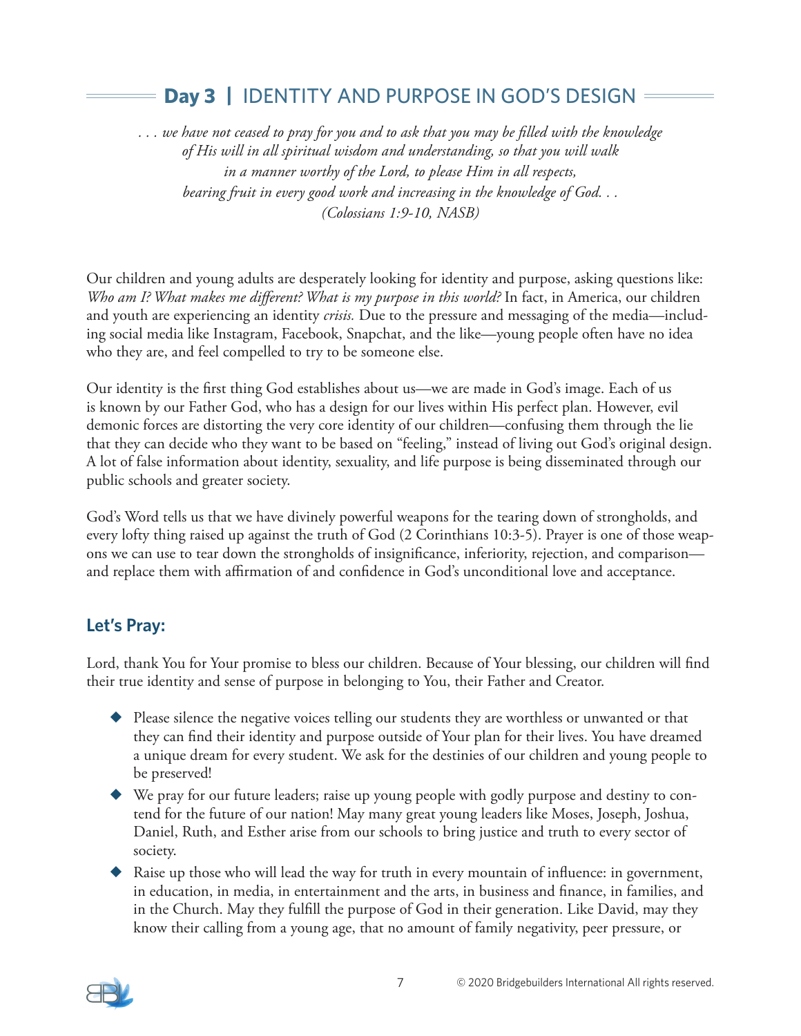## Day 3 | IDENTITY AND PURPOSE IN GOD'S DESIGN

*. . . we have not ceased to pray for you and to ask that you may be filled with the knowledge of His will in all spiritual wisdom and understanding, so that you will walk in a manner worthy of the Lord, to please Him in all respects, bearing fruit in every good work and increasing in the knowledge of God. . . (Colossians 1:9-10, NASB)*

Our children and young adults are desperately looking for identity and purpose, asking questions like: *Who am I? What makes me different? What is my purpose in this world?* In fact, in America, our children and youth are experiencing an identity *crisis.* Due to the pressure and messaging of the media—including social media like Instagram, Facebook, Snapchat, and the like—young people often have no idea who they are, and feel compelled to try to be someone else.

Our identity is the first thing God establishes about us—we are made in God's image. Each of us is known by our Father God, who has a design for our lives within His perfect plan. However, evil demonic forces are distorting the very core identity of our children—confusing them through the lie that they can decide who they want to be based on "feeling," instead of living out God's original design. A lot of false information about identity, sexuality, and life purpose is being disseminated through our public schools and greater society.

God's Word tells us that we have divinely powerful weapons for the tearing down of strongholds, and every lofty thing raised up against the truth of God (2 Corinthians 10:3-5). Prayer is one of those weapons we can use to tear down the strongholds of insignificance, inferiority, rejection, and comparison—and replace them with affirmation of and confidence in God's unconditional love and acceptance.

### Let's Pray:

Lord, thank You for Your promise to bless our children. Because of Your blessing, our children will find their true identity and sense of purpose in belonging to You, their Father and Creator.

- Please silence the negative voices telling our students they are worthless or unwanted or that they can find their identity and purpose outside of Your plan for their lives. You have dreamed a unique dream for every student. We ask for the destinies of our children and young people to be preserved!
- We pray for our future leaders; raise up young people with godly purpose and destiny to contend for the future of our nation! May many great young leaders like Moses, Joseph, Joshua, Daniel, Ruth, and Esther arise from our schools to bring justice and truth to every sector of society.
- Raise up those who will lead the way for truth in every mountain of influence: in government, in education, in media, in entertainment and the arts, in business and finance, in families, and in the Church. May they fulfill the purpose of God in their generation. Like David, may they know their calling from a young age, that no amount of family negativity, peer pressure, or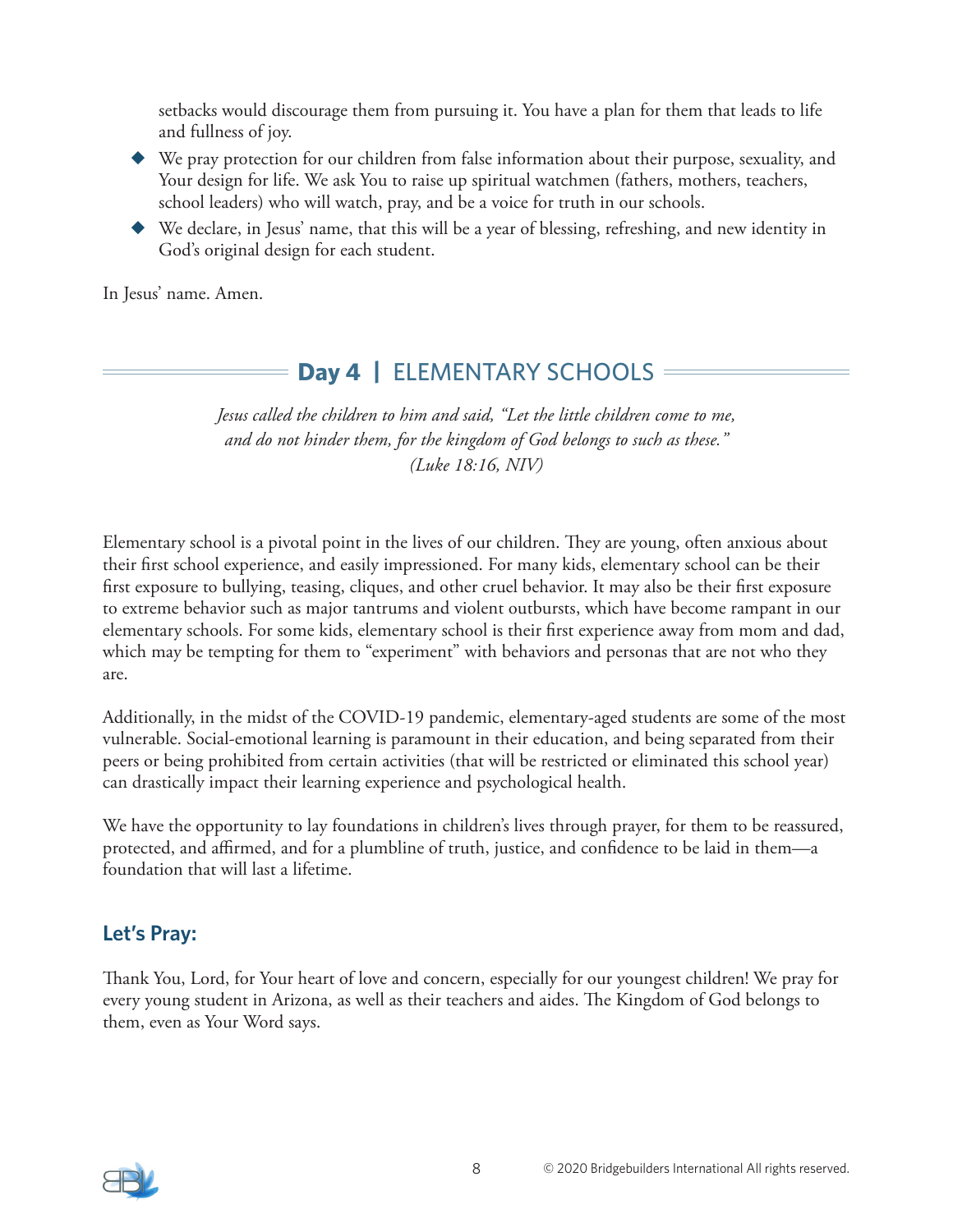setbacks would discourage them from pursuing it. You have a plan for them that leads to life and fullness of joy.

- We pray protection for our children from false information about their purpose, sexuality, and Your design for life. We ask You to raise up spiritual watchmen (fathers, mothers, teachers, school leaders) who will watch, pray, and be a voice for truth in our schools.
- We declare, in Jesus' name, that this will be a year of blessing, refreshing, and new identity in God's original design for each student.

In Jesus' name. Amen.

## **Day 4** | ELEMENTARY SCHOOLS

*Jesus called the children to him and said, "Let the little children come to me, and do not hinder them, for the kingdom of God belongs to such as these." (Luke 18:16, NIV)*

Elementary school is a pivotal point in the lives of our children. They are young, often anxious about their first school experience, and easily impressioned. For many kids, elementary school can be their first exposure to bullying, teasing, cliques, and other cruel behavior. It may also be their first exposure to extreme behavior such as major tantrums and violent outbursts, which have become rampant in our elementary schools. For some kids, elementary school is their first experience away from mom and dad, which may be tempting for them to "experiment" with behaviors and personas that are not who they are.

Additionally, in the midst of the COVID-19 pandemic, elementary-aged students are some of the most vulnerable. Social-emotional learning is paramount in their education, and being separated from their peers or being prohibited from certain activities (that will be restricted or eliminated this school year) can drastically impact their learning experience and psychological health.

We have the opportunity to lay foundations in children's lives through prayer, for them to be reassured, protected, and affirmed, and for a plumbline of truth, justice, and confidence to be laid in them—a foundation that will last a lifetime.

### Let's Pray:

Thank You, Lord, for Your heart of love and concern, especially for our youngest children! We pray for every young student in Arizona, as well as their teachers and aides. The Kingdom of God belongs to them, even as Your Word says.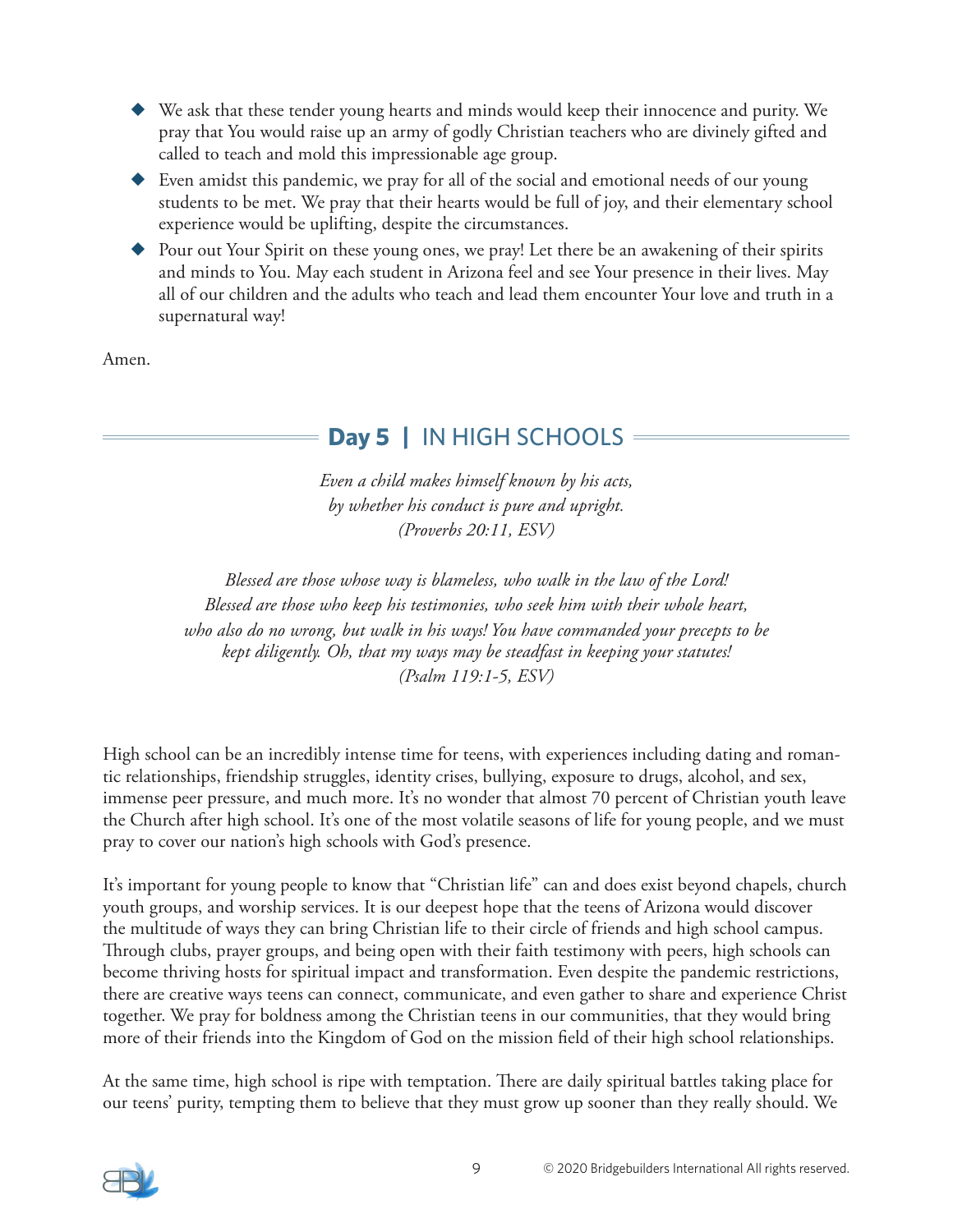- We ask that these tender young hearts and minds would keep their innocence and purity. We pray that You would raise up an army of godly Christian teachers who are divinely gifted and called to teach and mold this impressionable age group.
- Even amidst this pandemic, we pray for all of the social and emotional needs of our young students to be met. We pray that their hearts would be full of joy, and their elementary school experience would be uplifting, despite the circumstances.
- Pour out Your Spirit on these young ones, we pray! Let there be an awakening of their spirits and minds to You. May each student in Arizona feel and see Your presence in their lives. May all of our children and the adults who teach and lead them encounter Your love and truth in a supernatural way!

Amen.

## **Day 5** | IN HIGH SCHOOLS

*Even a child makes himself known by his acts,*
*by whether his conduct is pure and upright.*
*(Proverbs 20:11, ESV)*

*Blessed are those whose way is blameless, who walk in the law of the Lord!*
*Blessed are those who keep his testimonies, who seek him with their whole heart,*
*who also do no wrong, but walk in his ways! You have commanded your precepts to be kept diligently. Oh, that my ways may be steadfast in keeping your statutes!*
*(Psalm 119:1-5, ESV)*

High school can be an incredibly intense time for teens, with experiences including dating and romantic relationships, friendship struggles, identity crises, bullying, exposure to drugs, alcohol, and sex, immense peer pressure, and much more. It's no wonder that almost 70 percent of Christian youth leave the Church after high school. It's one of the most volatile seasons of life for young people, and we must pray to cover our nation's high schools with God's presence.

It's important for young people to know that "Christian life" can and does exist beyond chapels, church youth groups, and worship services. It is our deepest hope that the teens of Arizona would discover the multitude of ways they can bring Christian life to their circle of friends and high school campus. Through clubs, prayer groups, and being open with their faith testimony with peers, high schools can become thriving hosts for spiritual impact and transformation. Even despite the pandemic restrictions, there are creative ways teens can connect, communicate, and even gather to share and experience Christ together. We pray for boldness among the Christian teens in our communities, that they would bring more of their friends into the Kingdom of God on the mission field of their high school relationships.

At the same time, high school is ripe with temptation. There are daily spiritual battles taking place for our teens' purity, tempting them to believe that they must grow up sooner than they really should. We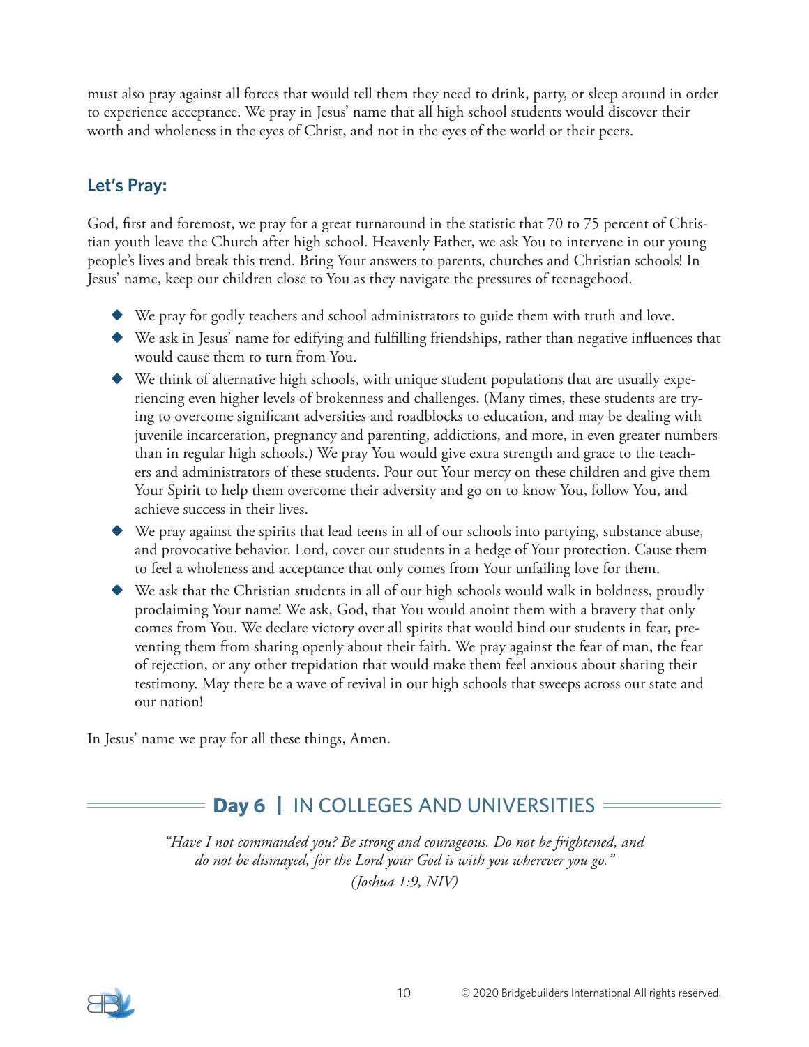must also pray against all forces that would tell them they need to drink, party, or sleep around in order to experience acceptance. We pray in Jesus' name that all high school students would discover their worth and wholeness in the eyes of Christ, and not in the eyes of the world or their peers.

### Let's Pray:

God, first and foremost, we pray for a great turnaround in the statistic that 70 to 75 percent of Christian youth leave the Church after high school. Heavenly Father, we ask You to intervene in our young people's lives and break this trend. Bring Your answers to parents, churches and Christian schools! In Jesus' name, keep our children close to You as they navigate the pressures of teenagehood.

- We pray for godly teachers and school administrators to guide them with truth and love.
- We ask in Jesus' name for edifying and fulfilling friendships, rather than negative influences that would cause them to turn from You.
- We think of alternative high schools, with unique student populations that are usually experiencing even higher levels of brokenness and challenges. (Many times, these students are trying to overcome significant adversities and roadblocks to education, and may be dealing with juvenile incarceration, pregnancy and parenting, addictions, and more, in even greater numbers than in regular high schools.) We pray You would give extra strength and grace to the teachers and administrators of these students. Pour out Your mercy on these children and give them Your Spirit to help them overcome their adversity and go on to know You, follow You, and achieve success in their lives.
- We pray against the spirits that lead teens in all of our schools into partying, substance abuse, and provocative behavior. Lord, cover our students in a hedge of Your protection. Cause them to feel a wholeness and acceptance that only comes from Your unfailing love for them.
- We ask that the Christian students in all of our high schools would walk in boldness, proudly proclaiming Your name! We ask, God, that You would anoint them with a bravery that only comes from You. We declare victory over all spirits that would bind our students in fear, preventing them from sharing openly about their faith. We pray against the fear of man, the fear of rejection, or any other trepidation that would make them feel anxious about sharing their testimony. May there be a wave of revival in our high schools that sweeps across our state and our nation!

In Jesus' name we pray for all these things, Amen.

## **Day 6** | IN COLLEGES AND UNIVERSITIES

*"Have I not commanded you? Be strong and courageous. Do not be frightened, and do not be dismayed, for the Lord your God is with you wherever you go."*
*(Joshua 1:9, NIV)*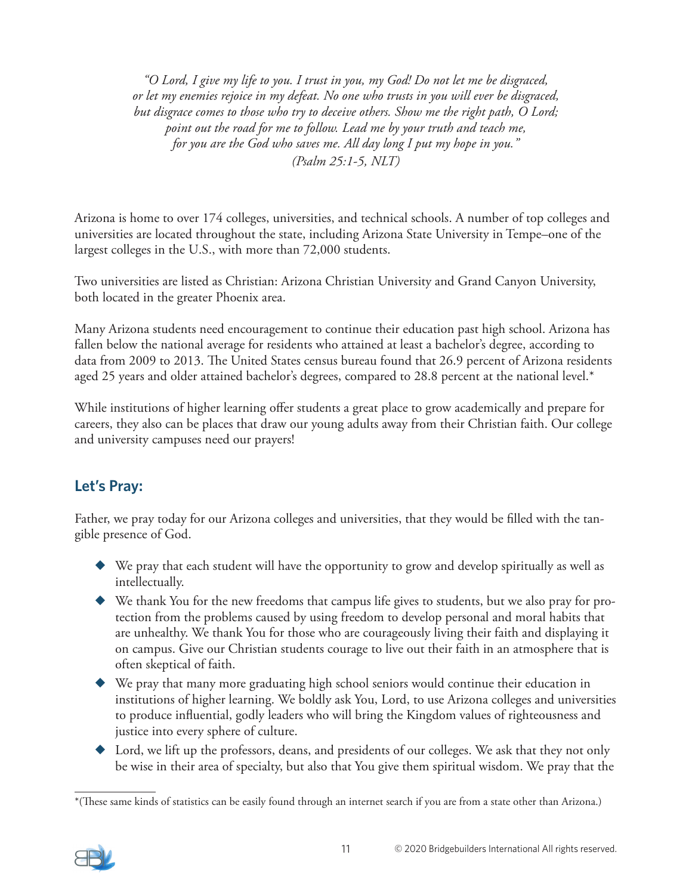*"O Lord, I give my life to you. I trust in you, my God! Do not let me be disgraced, or let my enemies rejoice in my defeat. No one who trusts in you will ever be disgraced, but disgrace comes to those who try to deceive others. Show me the right path, O Lord; point out the road for me to follow. Lead me by your truth and teach me, for you are the God who saves me. All day long I put my hope in you." (Psalm 25:1-5, NLT)*

Arizona is home to over 174 colleges, universities, and technical schools. A number of top colleges and universities are located throughout the state, including Arizona State University in Tempe–one of the largest colleges in the U.S., with more than 72,000 students.

Two universities are listed as Christian: Arizona Christian University and Grand Canyon University, both located in the greater Phoenix area.

Many Arizona students need encouragement to continue their education past high school. Arizona has fallen below the national average for residents who attained at least a bachelor's degree, according to data from 2009 to 2013. The United States census bureau found that 26.9 percent of Arizona residents aged 25 years and older attained bachelor's degrees, compared to 28.8 percent at the national level.*

While institutions of higher learning offer students a great place to grow academically and prepare for careers, they also can be places that draw our young adults away from their Christian faith. Our college and university campuses need our prayers!

## Let's Pray:

Father, we pray today for our Arizona colleges and universities, that they would be filled with the tangible presence of God.

- We pray that each student will have the opportunity to grow and develop spiritually as well as intellectually.
- We thank You for the new freedoms that campus life gives to students, but we also pray for protection from the problems caused by using freedom to develop personal and moral habits that are unhealthy. We thank You for those who are courageously living their faith and displaying it on campus. Give our Christian students courage to live out their faith in an atmosphere that is often skeptical of faith.
- We pray that many more graduating high school seniors would continue their education in institutions of higher learning. We boldly ask You, Lord, to use Arizona colleges and universities to produce influential, godly leaders who will bring the Kingdom values of righteousness and justice into every sphere of culture.
- Lord, we lift up the professors, deans, and presidents of our colleges. We ask that they not only be wise in their area of specialty, but also that You give them spiritual wisdom. We pray that the

*(These same kinds of statistics can be easily found through an internet search if you are from a state other than Arizona.)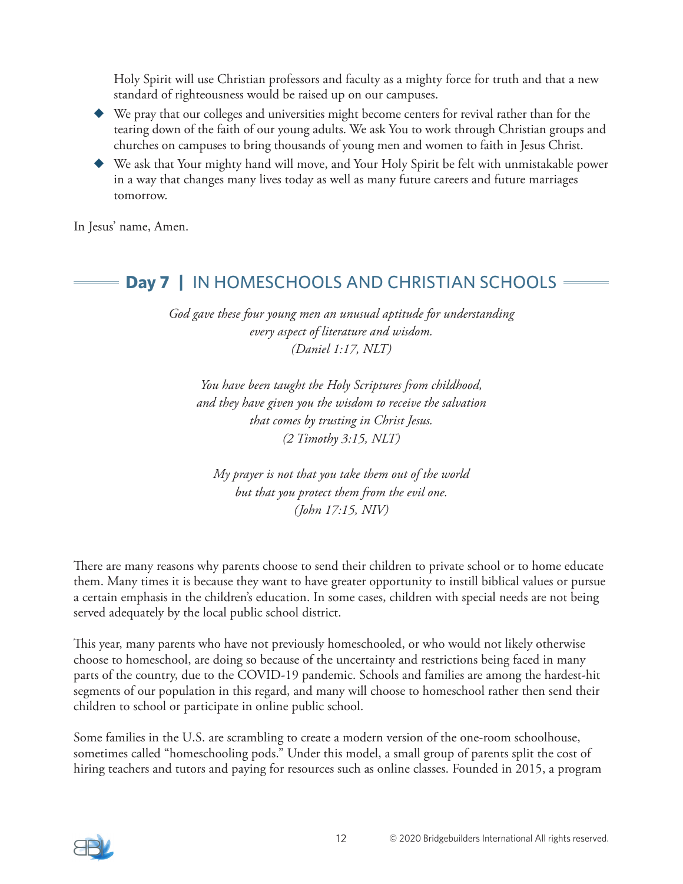Holy Spirit will use Christian professors and faculty as a mighty force for truth and that a new standard of righteousness would be raised up on our campuses.

- We pray that our colleges and universities might become centers for revival rather than for the tearing down of the faith of our young adults. We ask You to work through Christian groups and churches on campuses to bring thousands of young men and women to faith in Jesus Christ.
- We ask that Your mighty hand will move, and Your Holy Spirit be felt with unmistakable power in a way that changes many lives today as well as many future careers and future marriages tomorrow.

In Jesus' name, Amen.

## **Day 7** | IN HOMESCHOOLS AND CHRISTIAN SCHOOLS

*God gave these four young men an unusual aptitude for understanding every aspect of literature and wisdom.*
*(Daniel 1:17, NLT)*

*You have been taught the Holy Scriptures from childhood, and they have given you the wisdom to receive the salvation that comes by trusting in Christ Jesus.*
*(2 Timothy 3:15, NLT)*

*My prayer is not that you take them out of the world but that you protect them from the evil one.*
*(John 17:15, NIV)*

There are many reasons why parents choose to send their children to private school or to home educate them. Many times it is because they want to have greater opportunity to instill biblical values or pursue a certain emphasis in the children's education. In some cases, children with special needs are not being served adequately by the local public school district.

This year, many parents who have not previously homeschooled, or who would not likely otherwise choose to homeschool, are doing so because of the uncertainty and restrictions being faced in many parts of the country, due to the COVID-19 pandemic. Schools and families are among the hardest-hit segments of our population in this regard, and many will choose to homeschool rather then send their children to school or participate in online public school.

Some families in the U.S. are scrambling to create a modern version of the one-room schoolhouse, sometimes called "homeschooling pods." Under this model, a small group of parents split the cost of hiring teachers and tutors and paying for resources such as online classes. Founded in 2015, a program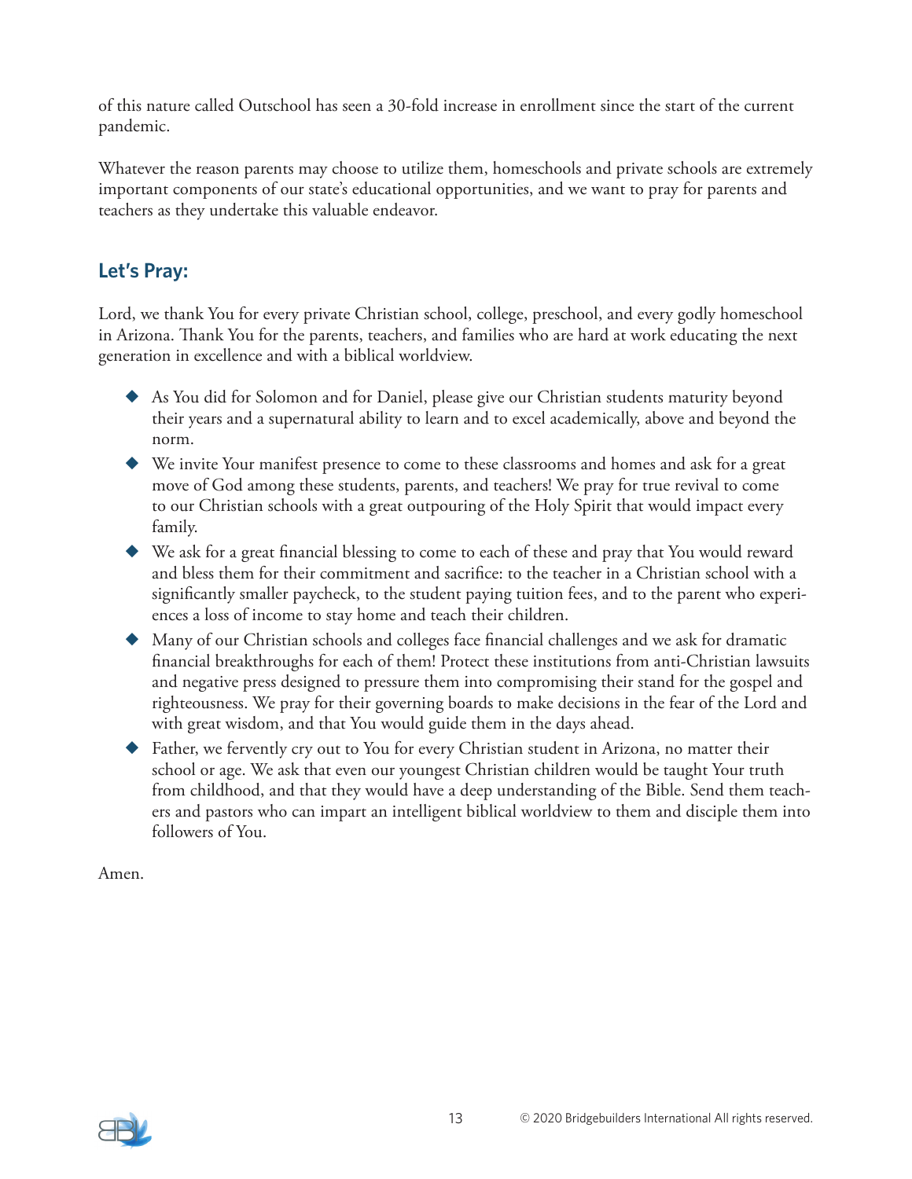of this nature called Outschool has seen a 30-fold increase in enrollment since the start of the current pandemic.

Whatever the reason parents may choose to utilize them, homeschools and private schools are extremely important components of our state's educational opportunities, and we want to pray for parents and teachers as they undertake this valuable endeavor.

## Let's Pray:

Lord, we thank You for every private Christian school, college, preschool, and every godly homeschool in Arizona. Thank You for the parents, teachers, and families who are hard at work educating the next generation in excellence and with a biblical worldview.

- As You did for Solomon and for Daniel, please give our Christian students maturity beyond their years and a supernatural ability to learn and to excel academically, above and beyond the norm.
- We invite Your manifest presence to come to these classrooms and homes and ask for a great move of God among these students, parents, and teachers! We pray for true revival to come to our Christian schools with a great outpouring of the Holy Spirit that would impact every family.
- We ask for a great financial blessing to come to each of these and pray that You would reward and bless them for their commitment and sacrifice: to the teacher in a Christian school with a significantly smaller paycheck, to the student paying tuition fees, and to the parent who experiences a loss of income to stay home and teach their children.
- Many of our Christian schools and colleges face financial challenges and we ask for dramatic financial breakthroughs for each of them! Protect these institutions from anti-Christian lawsuits and negative press designed to pressure them into compromising their stand for the gospel and righteousness. We pray for their governing boards to make decisions in the fear of the Lord and with great wisdom, and that You would guide them in the days ahead.
- Father, we fervently cry out to You for every Christian student in Arizona, no matter their school or age. We ask that even our youngest Christian children would be taught Your truth from childhood, and that they would have a deep understanding of the Bible. Send them teachers and pastors who can impart an intelligent biblical worldview to them and disciple them into followers of You.

Amen.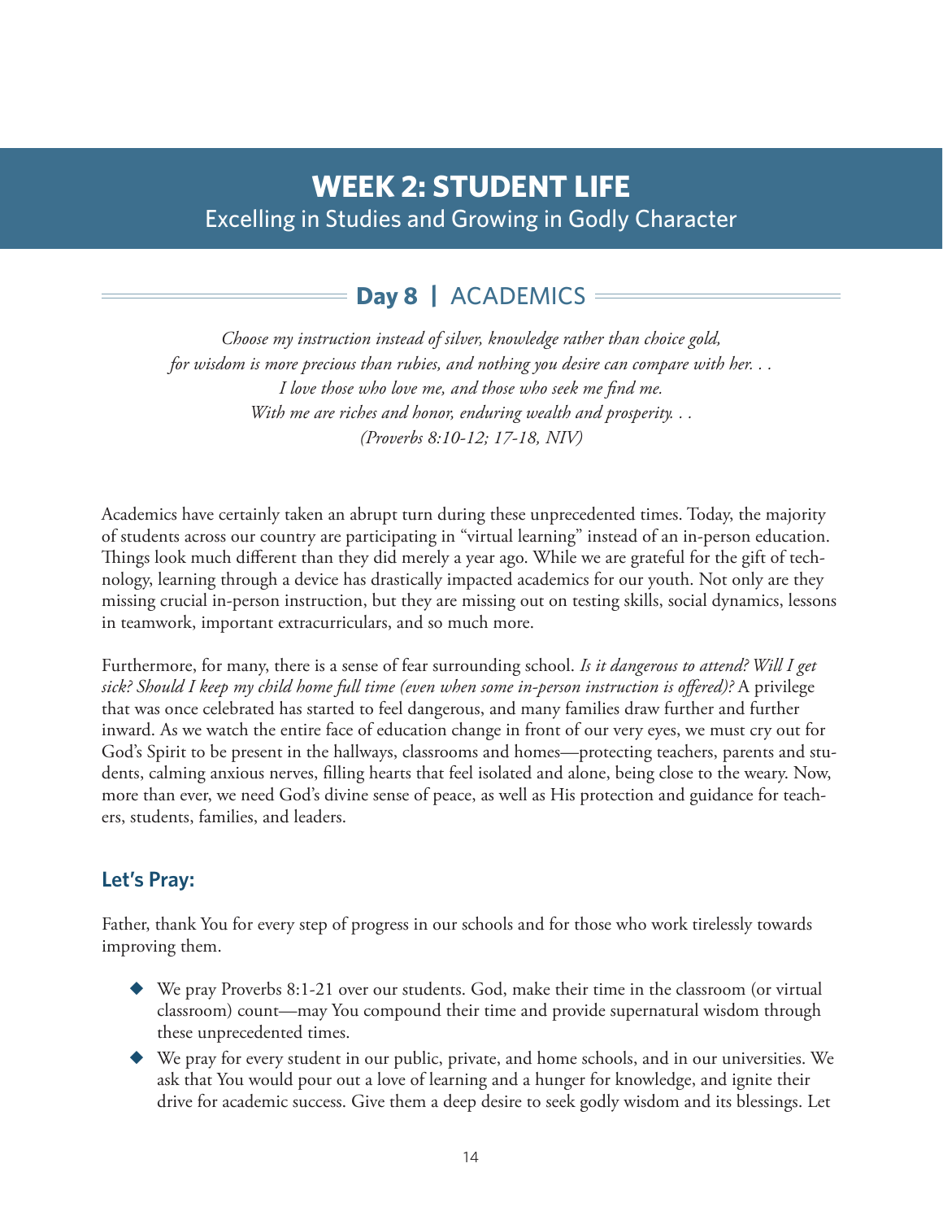# WEEK 2: STUDENT LIFE

Excelling in Studies and Growing in Godly Character

## Day 8 | ACADEMICS

*Choose my instruction instead of silver, knowledge rather than choice gold,*
*for wisdom is more precious than rubies, and nothing you desire can compare with her. . .*
*I love those who love me, and those who seek me find me.*
*With me are riches and honor, enduring wealth and prosperity. . .*
*(Proverbs 8:10-12; 17-18, NIV)*

Academics have certainly taken an abrupt turn during these unprecedented times. Today, the majority of students across our country are participating in "virtual learning" instead of an in-person education. Things look much different than they did merely a year ago. While we are grateful for the gift of technology, learning through a device has drastically impacted academics for our youth. Not only are they missing crucial in-person instruction, but they are missing out on testing skills, social dynamics, lessons in teamwork, important extracurriculars, and so much more.

Furthermore, for many, there is a sense of fear surrounding school. *Is it dangerous to attend? Will I get sick? Should I keep my child home full time (even when some in-person instruction is offered)?* A privilege that was once celebrated has started to feel dangerous, and many families draw further and further inward. As we watch the entire face of education change in front of our very eyes, we must cry out for God's Spirit to be present in the hallways, classrooms and homes—protecting teachers, parents and students, calming anxious nerves, filling hearts that feel isolated and alone, being close to the weary. Now, more than ever, we need God's divine sense of peace, as well as His protection and guidance for teachers, students, families, and leaders.

### Let's Pray:

Father, thank You for every step of progress in our schools and for those who work tirelessly towards improving them.

- We pray Proverbs 8:1-21 over our students. God, make their time in the classroom (or virtual classroom) count—may You compound their time and provide supernatural wisdom through these unprecedented times.
- We pray for every student in our public, private, and home schools, and in our universities. We ask that You would pour out a love of learning and a hunger for knowledge, and ignite their drive for academic success. Give them a deep desire to seek godly wisdom and its blessings. Let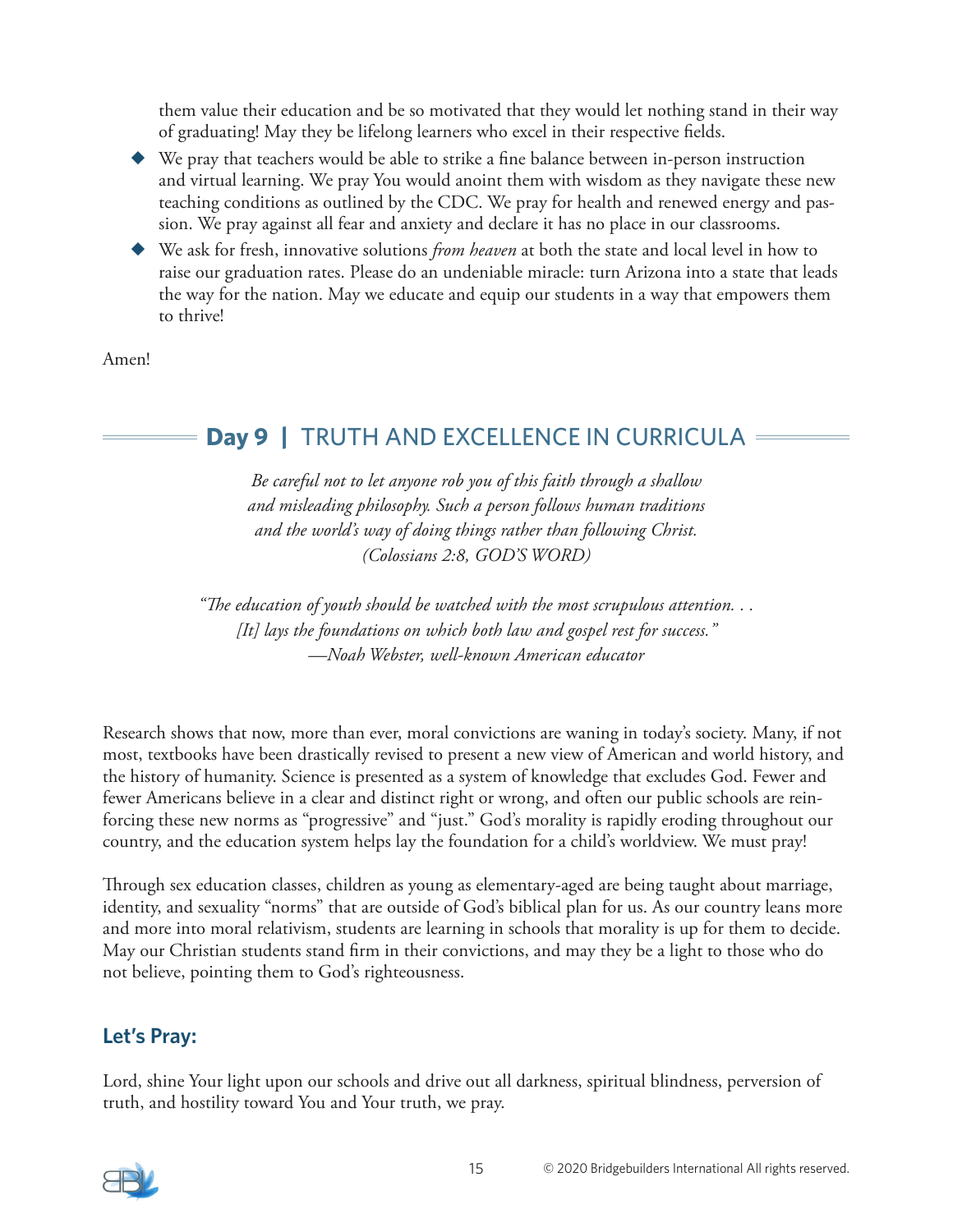them value their education and be so motivated that they would let nothing stand in their way of graduating! May they be lifelong learners who excel in their respective fields.

- We pray that teachers would be able to strike a fine balance between in-person instruction and virtual learning. We pray You would anoint them with wisdom as they navigate these new teaching conditions as outlined by the CDC. We pray for health and renewed energy and passion. We pray against all fear and anxiety and declare it has no place in our classrooms.
- We ask for fresh, innovative solutions *from heaven* at both the state and local level in how to raise our graduation rates. Please do an undeniable miracle: turn Arizona into a state that leads the way for the nation. May we educate and equip our students in a way that empowers them to thrive!

Amen!

## **Day 9** | TRUTH AND EXCELLENCE IN CURRICULA

*Be careful not to let anyone rob you of this faith through a shallow and misleading philosophy. Such a person follows human traditions and the world's way of doing things rather than following Christ. (Colossians 2:8, GOD'S WORD)*

*"The education of youth should be watched with the most scrupulous attention. . . [It] lays the foundations on which both law and gospel rest for success." —Noah Webster, well-known American educator*

Research shows that now, more than ever, moral convictions are waning in today's society. Many, if not most, textbooks have been drastically revised to present a new view of American and world history, and the history of humanity. Science is presented as a system of knowledge that excludes God. Fewer and fewer Americans believe in a clear and distinct right or wrong, and often our public schools are reinforcing these new norms as "progressive" and "just." God's morality is rapidly eroding throughout our country, and the education system helps lay the foundation for a child's worldview. We must pray!

Through sex education classes, children as young as elementary-aged are being taught about marriage, identity, and sexuality "norms" that are outside of God's biblical plan for us. As our country leans more and more into moral relativism, students are learning in schools that morality is up for them to decide. May our Christian students stand firm in their convictions, and may they be a light to those who do not believe, pointing them to God's righteousness.

### **Let's Pray:**

Lord, shine Your light upon our schools and drive out all darkness, spiritual blindness, perversion of truth, and hostility toward You and Your truth, we pray.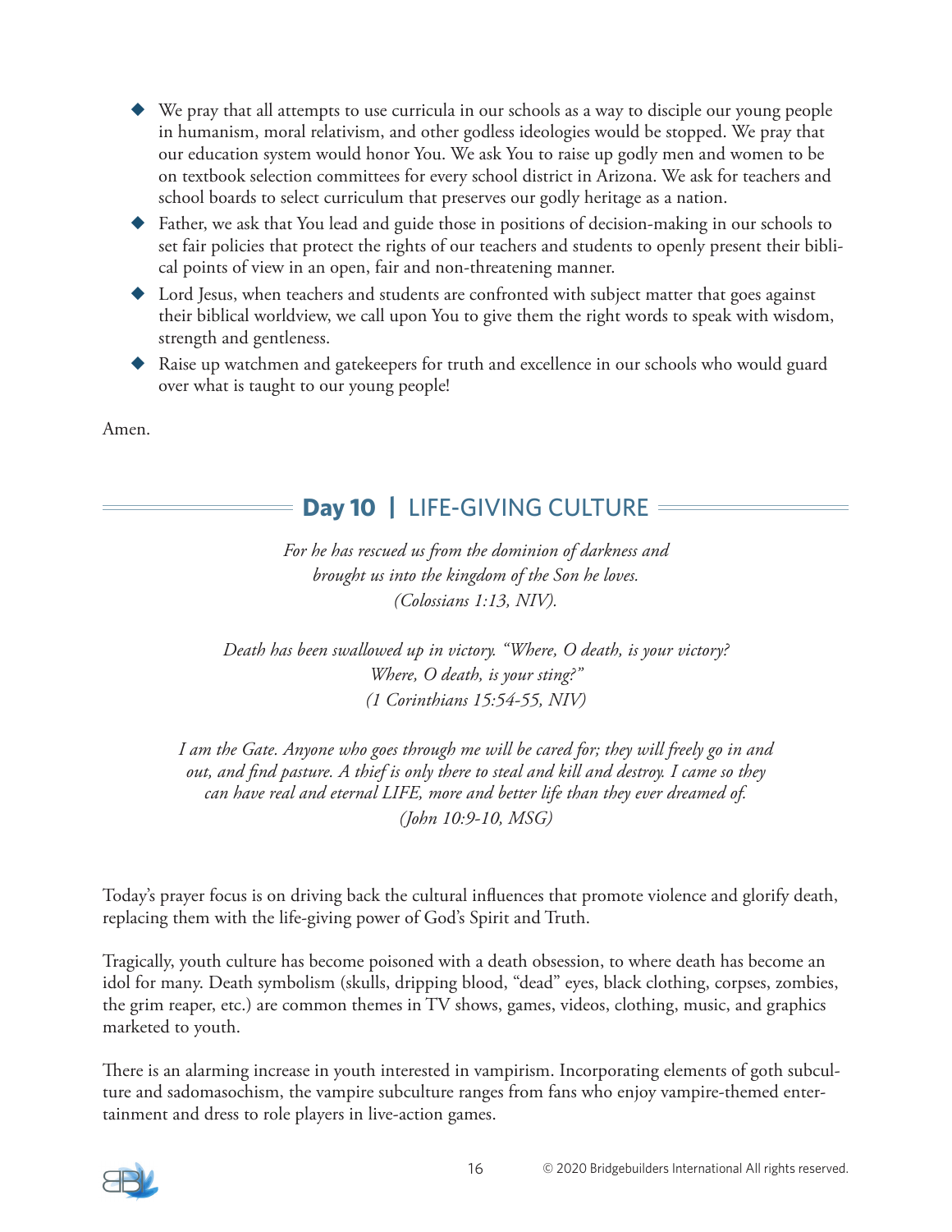- We pray that all attempts to use curricula in our schools as a way to disciple our young people in humanism, moral relativism, and other godless ideologies would be stopped. We pray that our education system would honor You. We ask You to raise up godly men and women to be on textbook selection committees for every school district in Arizona. We ask for teachers and school boards to select curriculum that preserves our godly heritage as a nation.
- Father, we ask that You lead and guide those in positions of decision-making in our schools to set fair policies that protect the rights of our teachers and students to openly present their biblical points of view in an open, fair and non-threatening manner.
- Lord Jesus, when teachers and students are confronted with subject matter that goes against their biblical worldview, we call upon You to give them the right words to speak with wisdom, strength and gentleness.
- Raise up watchmen and gatekeepers for truth and excellence in our schools who would guard over what is taught to our young people!

Amen.

## **Day 10** | LIFE-GIVING CULTURE

*For he has rescued us from the dominion of darkness and brought us into the kingdom of the Son he loves. (Colossians 1:13, NIV).*

*Death has been swallowed up in victory. "Where, O death, is your victory? Where, O death, is your sting?" (1 Corinthians 15:54-55, NIV)*

*I am the Gate. Anyone who goes through me will be cared for; they will freely go in and out, and find pasture. A thief is only there to steal and kill and destroy. I came so they can have real and eternal LIFE, more and better life than they ever dreamed of. (John 10:9-10, MSG)*

Today's prayer focus is on driving back the cultural influences that promote violence and glorify death, replacing them with the life-giving power of God's Spirit and Truth.

Tragically, youth culture has become poisoned with a death obsession, to where death has become an idol for many. Death symbolism (skulls, dripping blood, "dead" eyes, black clothing, corpses, zombies, the grim reaper, etc.) are common themes in TV shows, games, videos, clothing, music, and graphics marketed to youth.

There is an alarming increase in youth interested in vampirism. Incorporating elements of goth subculture and sadomasochism, the vampire subculture ranges from fans who enjoy vampire-themed entertainment and dress to role players in live-action games.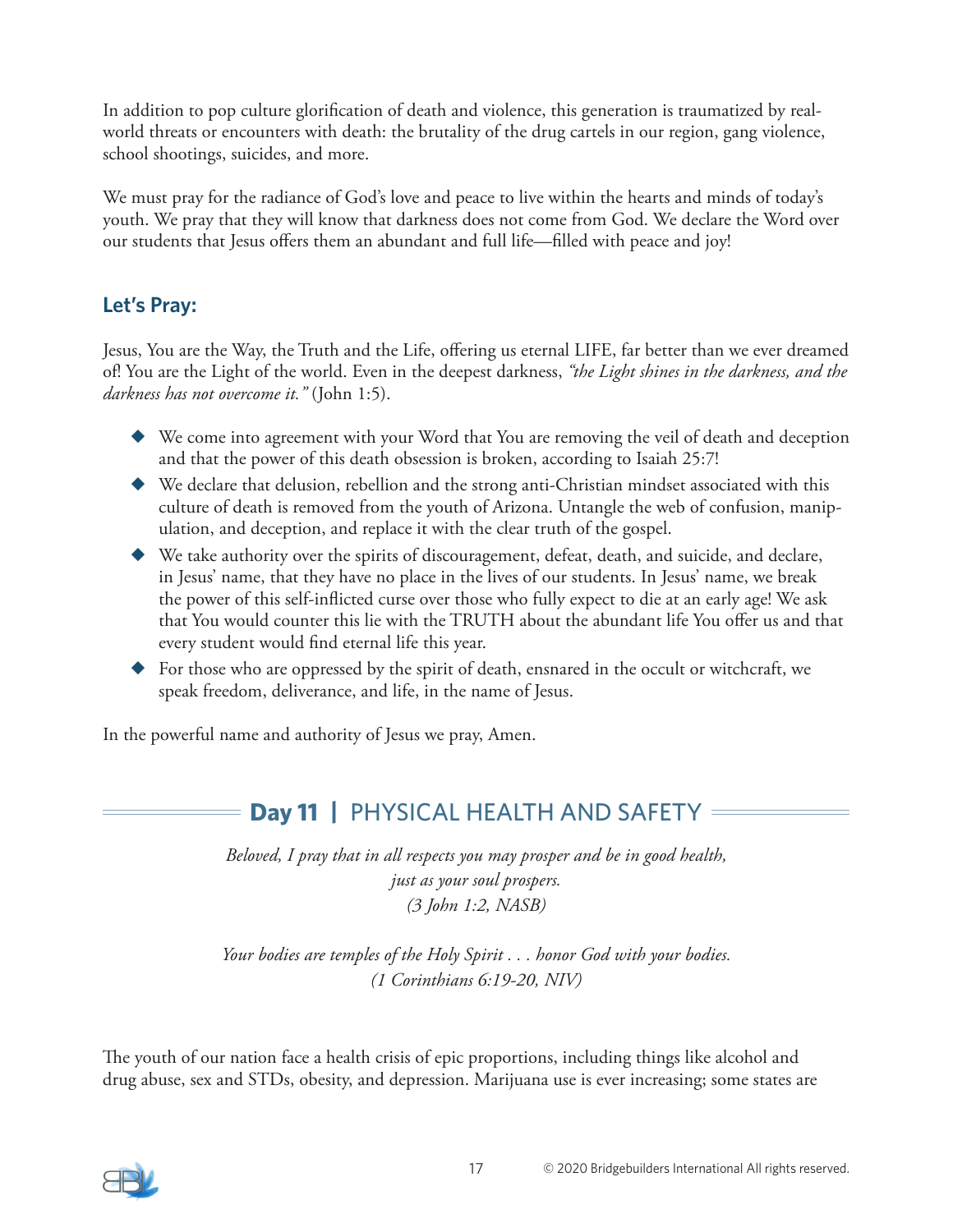In addition to pop culture glorification of death and violence, this generation is traumatized by real-world threats or encounters with death: the brutality of the drug cartels in our region, gang violence, school shootings, suicides, and more.

We must pray for the radiance of God's love and peace to live within the hearts and minds of today's youth. We pray that they will know that darkness does not come from God. We declare the Word over our students that Jesus offers them an abundant and full life—filled with peace and joy!

### Let's Pray:

Jesus, You are the Way, the Truth and the Life, offering us eternal LIFE, far better than we ever dreamed of! You are the Light of the world. Even in the deepest darkness, *"the Light shines in the darkness, and the darkness has not overcome it."* (John 1:5).

- We come into agreement with your Word that You are removing the veil of death and deception and that the power of this death obsession is broken, according to Isaiah 25:7!
- We declare that delusion, rebellion and the strong anti-Christian mindset associated with this culture of death is removed from the youth of Arizona. Untangle the web of confusion, manipulation, and deception, and replace it with the clear truth of the gospel.
- We take authority over the spirits of discouragement, defeat, death, and suicide, and declare, in Jesus' name, that they have no place in the lives of our students. In Jesus' name, we break the power of this self-inflicted curse over those who fully expect to die at an early age! We ask that You would counter this lie with the TRUTH about the abundant life You offer us and that every student would find eternal life this year.
- For those who are oppressed by the spirit of death, ensnared in the occult or witchcraft, we speak freedom, deliverance, and life, in the name of Jesus.

In the powerful name and authority of Jesus we pray, Amen.

## **Day 11** | PHYSICAL HEALTH AND SAFETY

*Beloved, I pray that in all respects you may prosper and be in good health, just as your soul prospers.*
*(3 John 1:2, NASB)*

*Your bodies are temples of the Holy Spirit . . . honor God with your bodies.*
*(1 Corinthians 6:19-20, NIV)*

The youth of our nation face a health crisis of epic proportions, including things like alcohol and drug abuse, sex and STDs, obesity, and depression. Marijuana use is ever increasing; some states are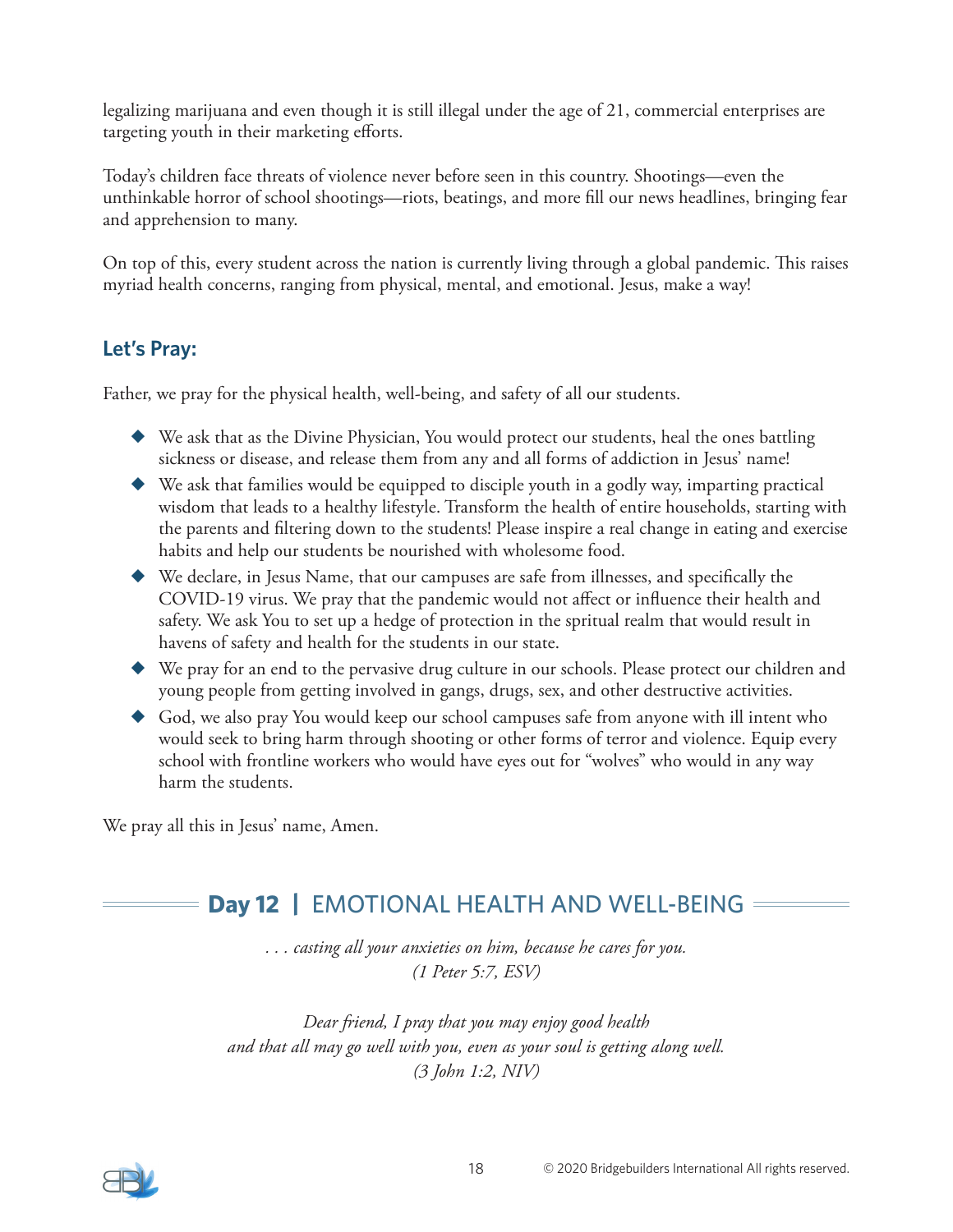legalizing marijuana and even though it is still illegal under the age of 21, commercial enterprises are targeting youth in their marketing efforts.

Today's children face threats of violence never before seen in this country. Shootings—even the unthinkable horror of school shootings—riots, beatings, and more fill our news headlines, bringing fear and apprehension to many.

On top of this, every student across the nation is currently living through a global pandemic. This raises myriad health concerns, ranging from physical, mental, and emotional. Jesus, make a way!

### Let's Pray:

Father, we pray for the physical health, well-being, and safety of all our students.

- We ask that as the Divine Physician, You would protect our students, heal the ones battling sickness or disease, and release them from any and all forms of addiction in Jesus' name!
- We ask that families would be equipped to disciple youth in a godly way, imparting practical wisdom that leads to a healthy lifestyle. Transform the health of entire households, starting with the parents and filtering down to the students! Please inspire a real change in eating and exercise habits and help our students be nourished with wholesome food.
- We declare, in Jesus Name, that our campuses are safe from illnesses, and specifically the COVID-19 virus. We pray that the pandemic would not affect or influence their health and safety. We ask You to set up a hedge of protection in the spritual realm that would result in havens of safety and health for the students in our state.
- We pray for an end to the pervasive drug culture in our schools. Please protect our children and young people from getting involved in gangs, drugs, sex, and other destructive activities.
- God, we also pray You would keep our school campuses safe from anyone with ill intent who would seek to bring harm through shooting or other forms of terror and violence. Equip every school with frontline workers who would have eyes out for "wolves" who would in any way harm the students.

We pray all this in Jesus' name, Amen.

## Day 12 | EMOTIONAL HEALTH AND WELL-BEING

*. . . casting all your anxieties on him, because he cares for you.*
*(1 Peter 5:7, ESV)*

*Dear friend, I pray that you may enjoy good health*
*and that all may go well with you, even as your soul is getting along well.*
*(3 John 1:2, NIV)*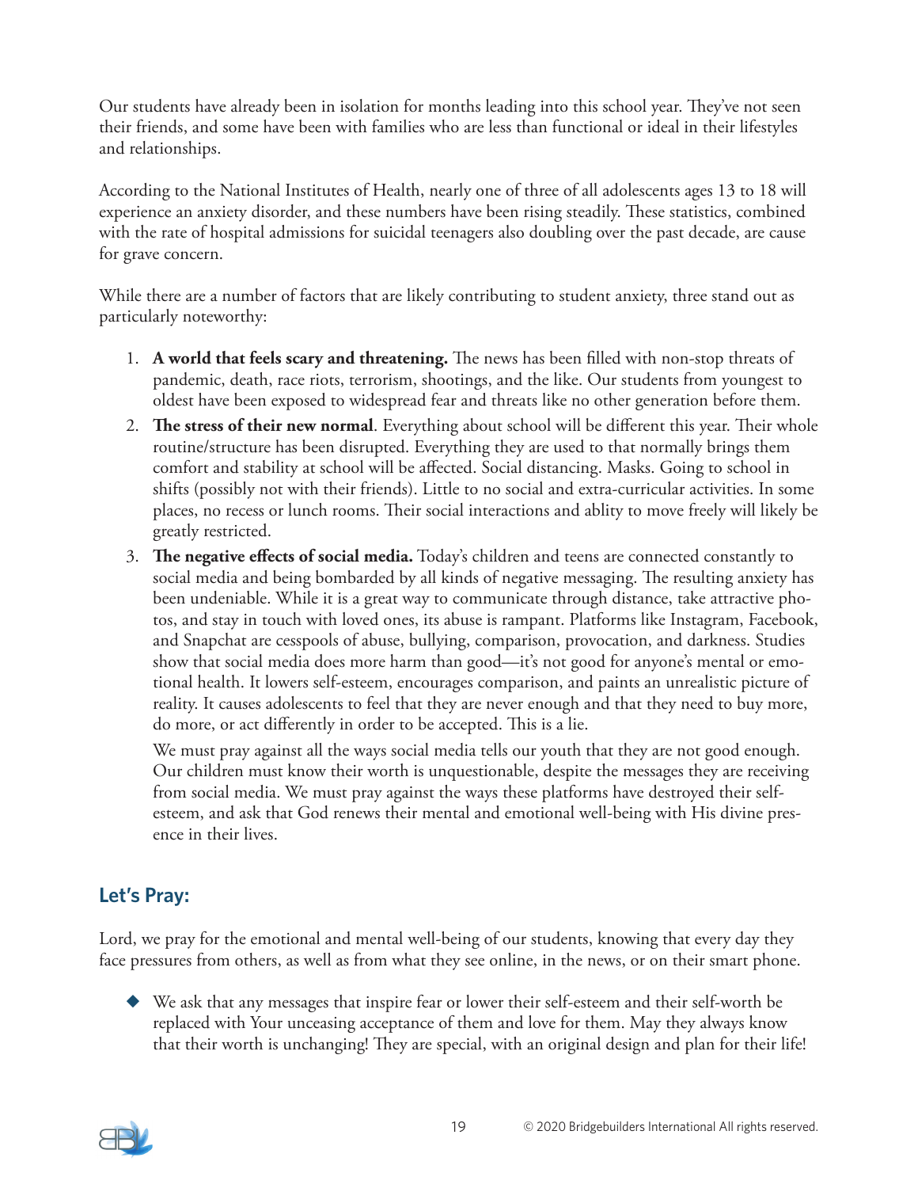Our students have already been in isolation for months leading into this school year. They've not seen their friends, and some have been with families who are less than functional or ideal in their lifestyles and relationships.

According to the National Institutes of Health, nearly one of three of all adolescents ages 13 to 18 will experience an anxiety disorder, and these numbers have been rising steadily. These statistics, combined with the rate of hospital admissions for suicidal teenagers also doubling over the past decade, are cause for grave concern.

While there are a number of factors that are likely contributing to student anxiety, three stand out as particularly noteworthy:

1. **A world that feels scary and threatening.** The news has been filled with non-stop threats of pandemic, death, race riots, terrorism, shootings, and the like. Our students from youngest to oldest have been exposed to widespread fear and threats like no other generation before them.
2. **The stress of their new normal**. Everything about school will be different this year. Their whole routine/structure has been disrupted. Everything they are used to that normally brings them comfort and stability at school will be affected. Social distancing. Masks. Going to school in shifts (possibly not with their friends). Little to no social and extra-curricular activities. In some places, no recess or lunch rooms. Their social interactions and ablity to move freely will likely be greatly restricted.
3. **The negative effects of social media.** Today's children and teens are connected constantly to social media and being bombarded by all kinds of negative messaging. The resulting anxiety has been undeniable. While it is a great way to communicate through distance, take attractive photos, and stay in touch with loved ones, its abuse is rampant. Platforms like Instagram, Facebook, and Snapchat are cesspools of abuse, bullying, comparison, provocation, and darkness. Studies show that social media does more harm than good—it's not good for anyone's mental or emotional health. It lowers self-esteem, encourages comparison, and paints an unrealistic picture of reality. It causes adolescents to feel that they are never enough and that they need to buy more, do more, or act differently in order to be accepted. This is a lie.

   We must pray against all the ways social media tells our youth that they are not good enough. Our children must know their worth is unquestionable, despite the messages they are receiving from social media. We must pray against the ways these platforms have destroyed their self-esteem, and ask that God renews their mental and emotional well-being with His divine presence in their lives.

## Let's Pray:

Lord, we pray for the emotional and mental well-being of our students, knowing that every day they face pressures from others, as well as from what they see online, in the news, or on their smart phone.

- We ask that any messages that inspire fear or lower their self-esteem and their self-worth be replaced with Your unceasing acceptance of them and love for them. May they always know that their worth is unchanging! They are special, with an original design and plan for their life!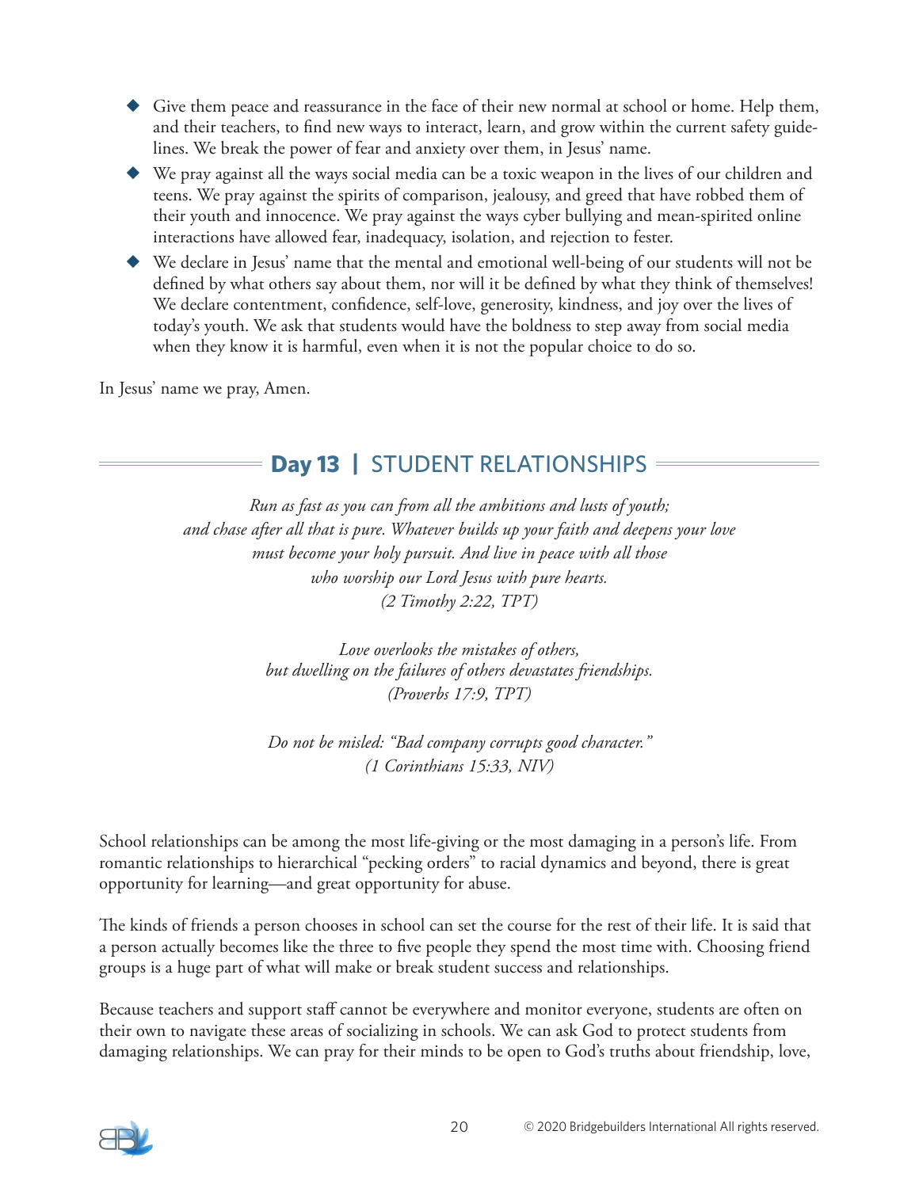- Give them peace and reassurance in the face of their new normal at school or home. Help them, and their teachers, to find new ways to interact, learn, and grow within the current safety guidelines. We break the power of fear and anxiety over them, in Jesus' name.
- We pray against all the ways social media can be a toxic weapon in the lives of our children and teens. We pray against the spirits of comparison, jealousy, and greed that have robbed them of their youth and innocence. We pray against the ways cyber bullying and mean-spirited online interactions have allowed fear, inadequacy, isolation, and rejection to fester.
- We declare in Jesus' name that the mental and emotional well-being of our students will not be defined by what others say about them, nor will it be defined by what they think of themselves! We declare contentment, confidence, self-love, generosity, kindness, and joy over the lives of today's youth. We ask that students would have the boldness to step away from social media when they know it is harmful, even when it is not the popular choice to do so.

In Jesus' name we pray, Amen.

## **Day 13** | STUDENT RELATIONSHIPS

*Run as fast as you can from all the ambitions and lusts of youth;*
*and chase after all that is pure. Whatever builds up your faith and deepens your love*
*must become your holy pursuit. And live in peace with all those*
*who worship our Lord Jesus with pure hearts.*
*(2 Timothy 2:22, TPT)*

*Love overlooks the mistakes of others,*
*but dwelling on the failures of others devastates friendships.*
*(Proverbs 17:9, TPT)*

*Do not be misled: "Bad company corrupts good character."*
*(1 Corinthians 15:33, NIV)*

School relationships can be among the most life-giving or the most damaging in a person's life. From romantic relationships to hierarchical "pecking orders" to racial dynamics and beyond, there is great opportunity for learning—and great opportunity for abuse.

The kinds of friends a person chooses in school can set the course for the rest of their life. It is said that a person actually becomes like the three to five people they spend the most time with. Choosing friend groups is a huge part of what will make or break student success and relationships.

Because teachers and support staff cannot be everywhere and monitor everyone, students are often on their own to navigate these areas of socializing in schools. We can ask God to protect students from damaging relationships. We can pray for their minds to be open to God's truths about friendship, love,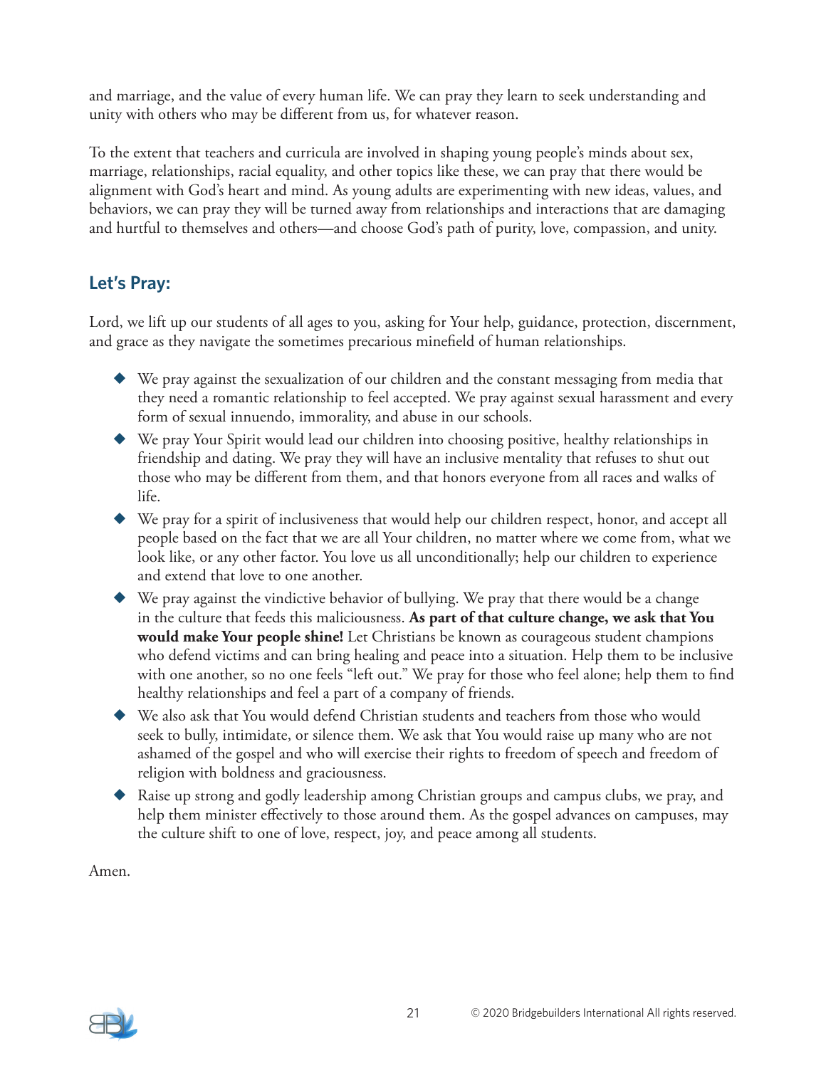and marriage, and the value of every human life. We can pray they learn to seek understanding and unity with others who may be different from us, for whatever reason.

To the extent that teachers and curricula are involved in shaping young people's minds about sex, marriage, relationships, racial equality, and other topics like these, we can pray that there would be alignment with God's heart and mind. As young adults are experimenting with new ideas, values, and behaviors, we can pray they will be turned away from relationships and interactions that are damaging and hurtful to themselves and others—and choose God's path of purity, love, compassion, and unity.

## Let's Pray:

Lord, we lift up our students of all ages to you, asking for Your help, guidance, protection, discernment, and grace as they navigate the sometimes precarious minefield of human relationships.

- We pray against the sexualization of our children and the constant messaging from media that they need a romantic relationship to feel accepted. We pray against sexual harassment and every form of sexual innuendo, immorality, and abuse in our schools.
- We pray Your Spirit would lead our children into choosing positive, healthy relationships in friendship and dating. We pray they will have an inclusive mentality that refuses to shut out those who may be different from them, and that honors everyone from all races and walks of life.
- We pray for a spirit of inclusiveness that would help our children respect, honor, and accept all people based on the fact that we are all Your children, no matter where we come from, what we look like, or any other factor. You love us all unconditionally; help our children to experience and extend that love to one another.
- We pray against the vindictive behavior of bullying. We pray that there would be a change in the culture that feeds this maliciousness. **As part of that culture change, we ask that You would make Your people shine!** Let Christians be known as courageous student champions who defend victims and can bring healing and peace into a situation. Help them to be inclusive with one another, so no one feels "left out." We pray for those who feel alone; help them to find healthy relationships and feel a part of a company of friends.
- We also ask that You would defend Christian students and teachers from those who would seek to bully, intimidate, or silence them. We ask that You would raise up many who are not ashamed of the gospel and who will exercise their rights to freedom of speech and freedom of religion with boldness and graciousness.
- Raise up strong and godly leadership among Christian groups and campus clubs, we pray, and help them minister effectively to those around them. As the gospel advances on campuses, may the culture shift to one of love, respect, joy, and peace among all students.

Amen.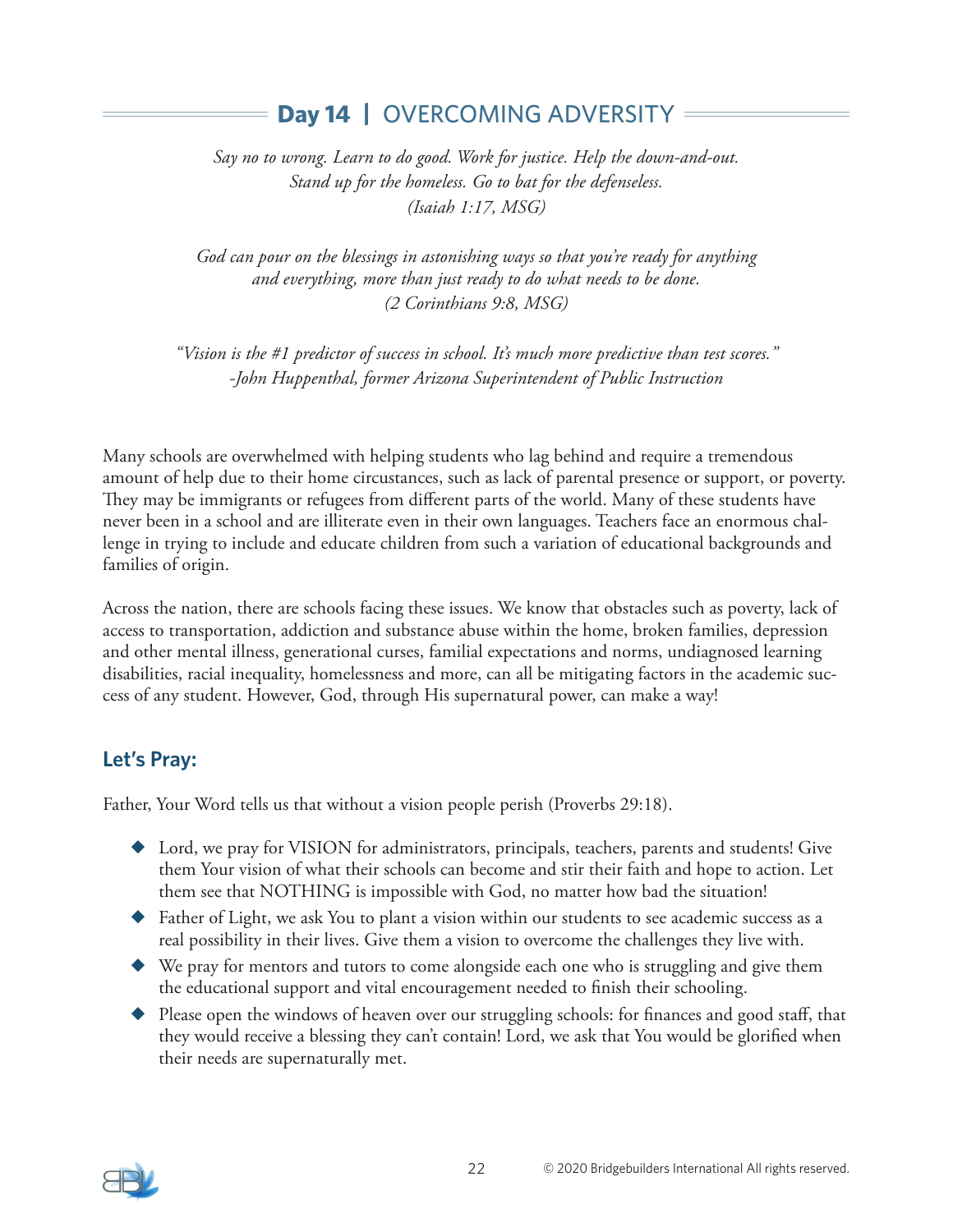## **Day 14** | OVERCOMING ADVERSITY

*Say no to wrong. Learn to do good. Work for justice. Help the down-and-out.*
*Stand up for the homeless. Go to bat for the defenseless.*
*(Isaiah 1:17, MSG)*

*God can pour on the blessings in astonishing ways so that you're ready for anything*
*and everything, more than just ready to do what needs to be done.*
*(2 Corinthians 9:8, MSG)*

*"Vision is the #1 predictor of success in school. It's much more predictive than test scores."*
*-John Huppenthal, former Arizona Superintendent of Public Instruction*

Many schools are overwhelmed with helping students who lag behind and require a tremendous amount of help due to their home circumstances, such as lack of parental presence or support, or poverty. They may be immigrants or refugees from different parts of the world. Many of these students have never been in a school and are illiterate even in their own languages. Teachers face an enormous challenge in trying to include and educate children from such a variation of educational backgrounds and families of origin.

Across the nation, there are schools facing these issues. We know that obstacles such as poverty, lack of access to transportation, addiction and substance abuse within the home, broken families, depression and other mental illness, generational curses, familial expectations and norms, undiagnosed learning disabilities, racial inequality, homelessness and more, can all be mitigating factors in the academic success of any student. However, God, through His supernatural power, can make a way!

### Let's Pray:

Father, Your Word tells us that without a vision people perish (Proverbs 29:18).

- Lord, we pray for VISION for administrators, principals, teachers, parents and students! Give them Your vision of what their schools can become and stir their faith and hope to action. Let them see that NOTHING is impossible with God, no matter how bad the situation!
- Father of Light, we ask You to plant a vision within our students to see academic success as a real possibility in their lives. Give them a vision to overcome the challenges they live with.
- We pray for mentors and tutors to come alongside each one who is struggling and give them the educational support and vital encouragement needed to finish their schooling.
- Please open the windows of heaven over our struggling schools: for finances and good staff, that they would receive a blessing they can't contain! Lord, we ask that You would be glorified when their needs are supernaturally met.

© 2020 Bridgebuilders International All rights reserved.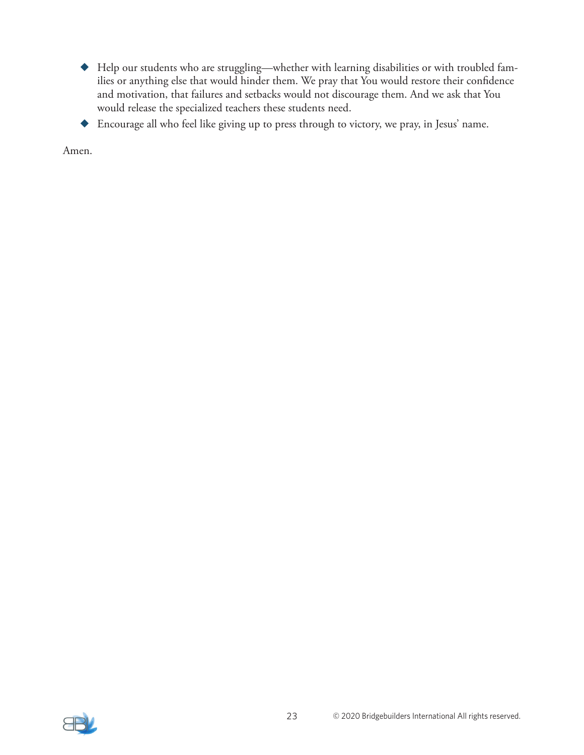- Help our students who are struggling—whether with learning disabilities or with troubled families or anything else that would hinder them. We pray that You would restore their confidence and motivation, that failures and setbacks would not discourage them. And we ask that You would release the specialized teachers these students need.
- Encourage all who feel like giving up to press through to victory, we pray, in Jesus' name.

Amen.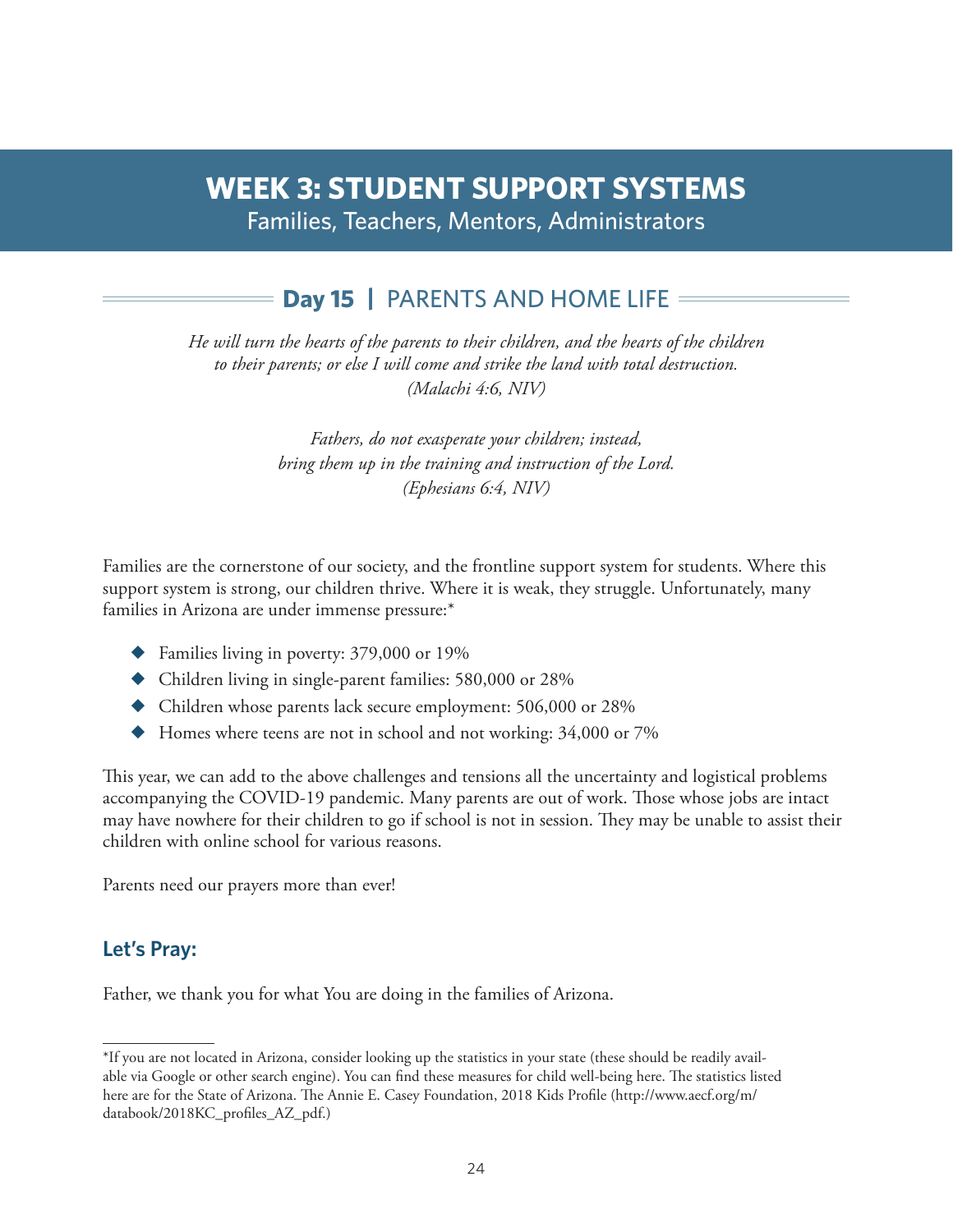# WEEK 3: STUDENT SUPPORT SYSTEMS

Families, Teachers, Mentors, Administrators

## **Day 15** | PARENTS AND HOME LIFE

*He will turn the hearts of the parents to their children, and the hearts of the children to their parents; or else I will come and strike the land with total destruction. (Malachi 4:6, NIV)*

*Fathers, do not exasperate your children; instead, bring them up in the training and instruction of the Lord. (Ephesians 6:4, NIV)*

Families are the cornerstone of our society, and the frontline support system for students. Where this support system is strong, our children thrive. Where it is weak, they struggle. Unfortunately, many families in Arizona are under immense pressure:*

- Families living in poverty: 379,000 or 19%
- Children living in single-parent families: 580,000 or 28%
- Children whose parents lack secure employment: 506,000 or 28%
- Homes where teens are not in school and not working: 34,000 or 7%

This year, we can add to the above challenges and tensions all the uncertainty and logistical problems accompanying the COVID-19 pandemic. Many parents are out of work. Those whose jobs are intact may have nowhere for their children to go if school is not in session. They may be unable to assist their children with online school for various reasons.

Parents need our prayers more than ever!

### Let's Pray:

Father, we thank you for what You are doing in the families of Arizona.

---

*If you are not located in Arizona, consider looking up the statistics in your state (these should be readily available via Google or other search engine). You can find these measures for child well-being here. The statistics listed here are for the State of Arizona. The Annie E. Casey Foundation, 2018 Kids Profile (http://www.aecf.org/m/databook/2018KC_profiles_AZ_pdf.)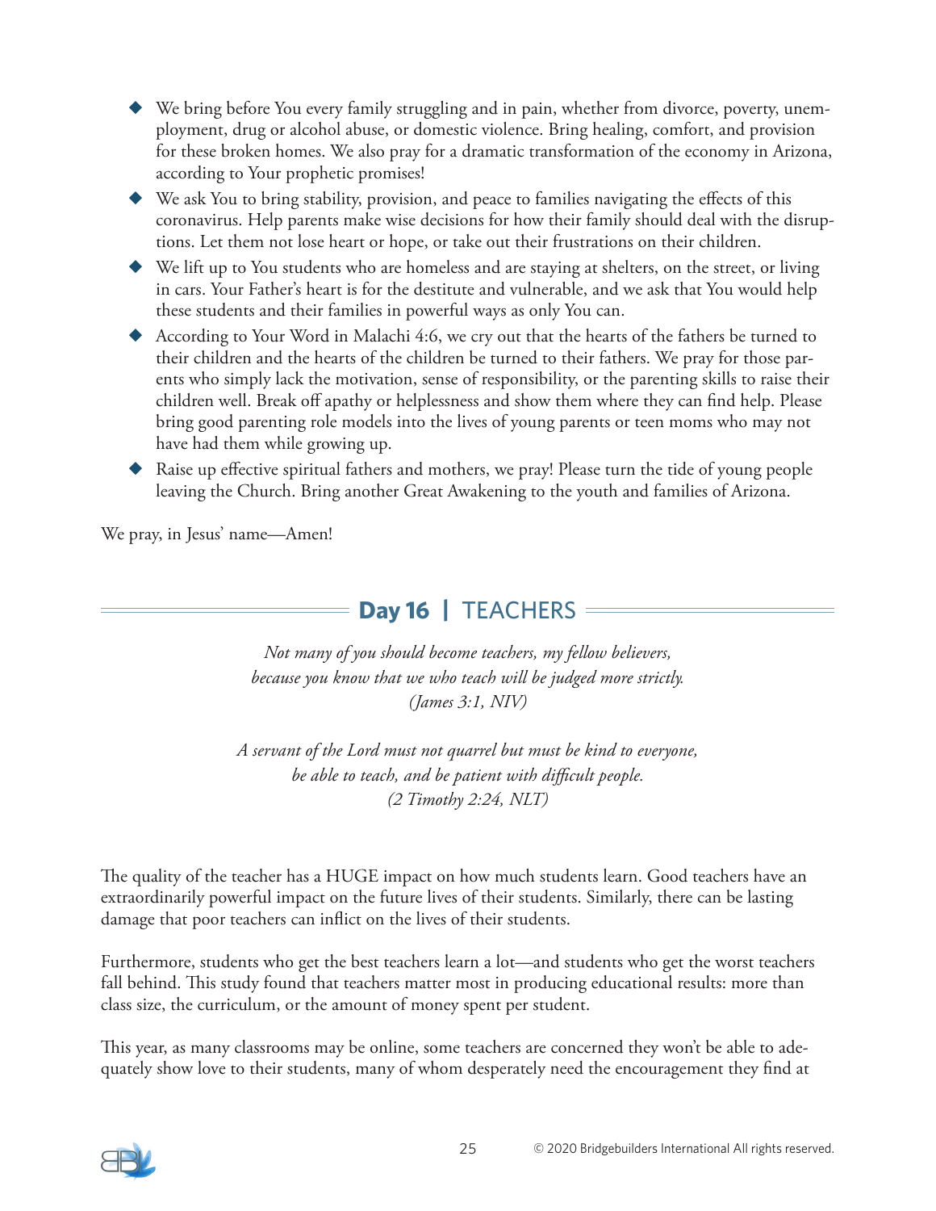- We bring before You every family struggling and in pain, whether from divorce, poverty, unemployment, drug or alcohol abuse, or domestic violence. Bring healing, comfort, and provision for these broken homes. We also pray for a dramatic transformation of the economy in Arizona, according to Your prophetic promises!
- We ask You to bring stability, provision, and peace to families navigating the effects of this coronavirus. Help parents make wise decisions for how their family should deal with the disruptions. Let them not lose heart or hope, or take out their frustrations on their children.
- We lift up to You students who are homeless and are staying at shelters, on the street, or living in cars. Your Father's heart is for the destitute and vulnerable, and we ask that You would help these students and their families in powerful ways as only You can.
- According to Your Word in Malachi 4:6, we cry out that the hearts of the fathers be turned to their children and the hearts of the children be turned to their fathers. We pray for those parents who simply lack the motivation, sense of responsibility, or the parenting skills to raise their children well. Break off apathy or helplessness and show them where they can find help. Please bring good parenting role models into the lives of young parents or teen moms who may not have had them while growing up.
- Raise up effective spiritual fathers and mothers, we pray! Please turn the tide of young people leaving the Church. Bring another Great Awakening to the youth and families of Arizona.

We pray, in Jesus' name—Amen!

## **Day 16** | TEACHERS

*Not many of you should become teachers, my fellow believers, because you know that we who teach will be judged more strictly. (James 3:1, NIV)*

*A servant of the Lord must not quarrel but must be kind to everyone, be able to teach, and be patient with difficult people. (2 Timothy 2:24, NLT)*

The quality of the teacher has a HUGE impact on how much students learn. Good teachers have an extraordinarily powerful impact on the future lives of their students. Similarly, there can be lasting damage that poor teachers can inflict on the lives of their students.

Furthermore, students who get the best teachers learn a lot—and students who get the worst teachers fall behind. This study found that teachers matter most in producing educational results: more than class size, the curriculum, or the amount of money spent per student.

This year, as many classrooms may be online, some teachers are concerned they won't be able to adequately show love to their students, many of whom desperately need the encouragement they find at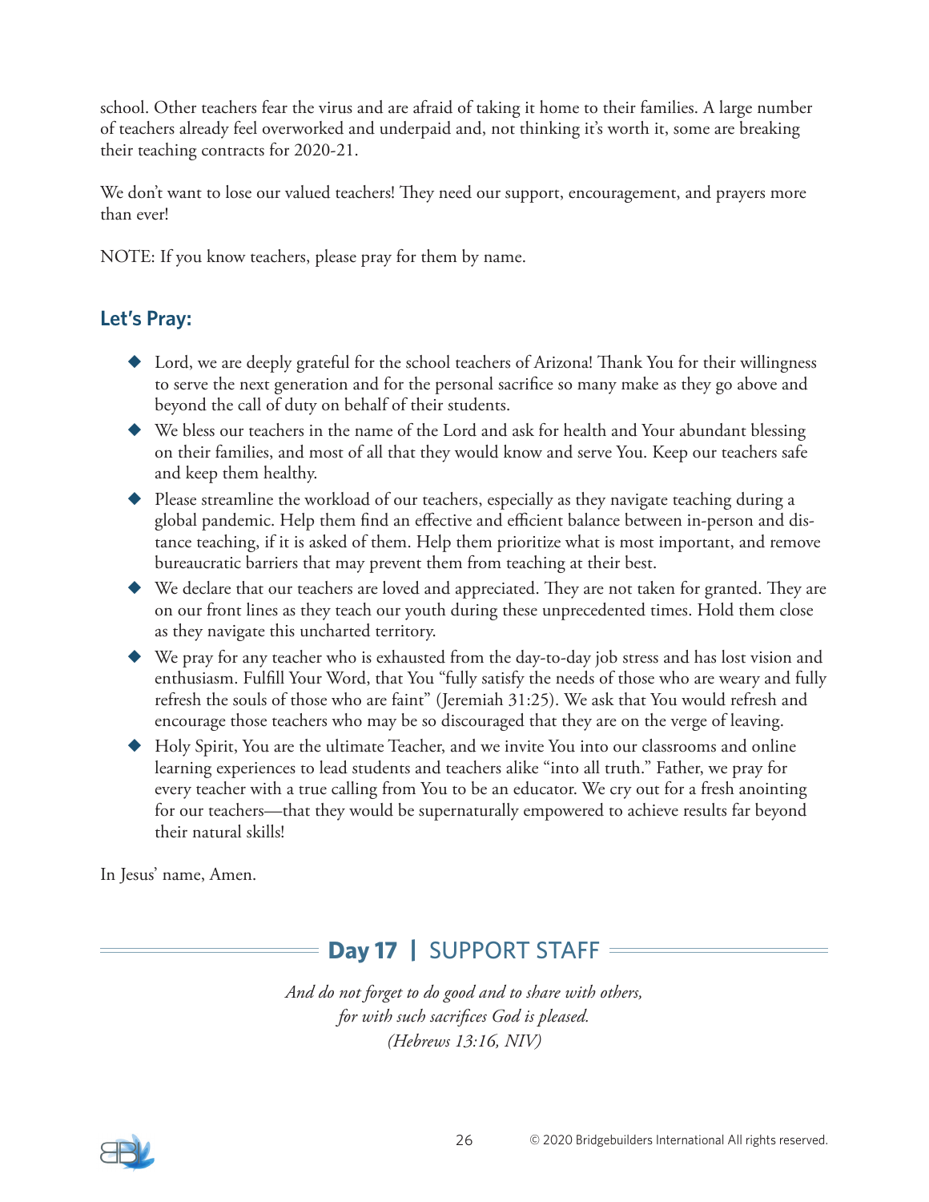school. Other teachers fear the virus and are afraid of taking it home to their families. A large number of teachers already feel overworked and underpaid and, not thinking it's worth it, some are breaking their teaching contracts for 2020-21.

We don't want to lose our valued teachers! They need our support, encouragement, and prayers more than ever!

NOTE: If you know teachers, please pray for them by name.

### Let's Pray:

- Lord, we are deeply grateful for the school teachers of Arizona! Thank You for their willingness to serve the next generation and for the personal sacrifice so many make as they go above and beyond the call of duty on behalf of their students.
- We bless our teachers in the name of the Lord and ask for health and Your abundant blessing on their families, and most of all that they would know and serve You. Keep our teachers safe and keep them healthy.
- Please streamline the workload of our teachers, especially as they navigate teaching during a global pandemic. Help them find an effective and efficient balance between in-person and distance teaching, if it is asked of them. Help them prioritize what is most important, and remove bureaucratic barriers that may prevent them from teaching at their best.
- We declare that our teachers are loved and appreciated. They are not taken for granted. They are on our front lines as they teach our youth during these unprecedented times. Hold them close as they navigate this uncharted territory.
- We pray for any teacher who is exhausted from the day-to-day job stress and has lost vision and enthusiasm. Fulfill Your Word, that You "fully satisfy the needs of those who are weary and fully refresh the souls of those who are faint" (Jeremiah 31:25). We ask that You would refresh and encourage those teachers who may be so discouraged that they are on the verge of leaving.
- Holy Spirit, You are the ultimate Teacher, and we invite You into our classrooms and online learning experiences to lead students and teachers alike "into all truth." Father, we pray for every teacher with a true calling from You to be an educator. We cry out for a fresh anointing for our teachers—that they would be supernaturally empowered to achieve results far beyond their natural skills!

In Jesus' name, Amen.

## Day 17 | SUPPORT STAFF

*And do not forget to do good and to share with others,*
*for with such sacrifices God is pleased.*
*(Hebrews 13:16, NIV)*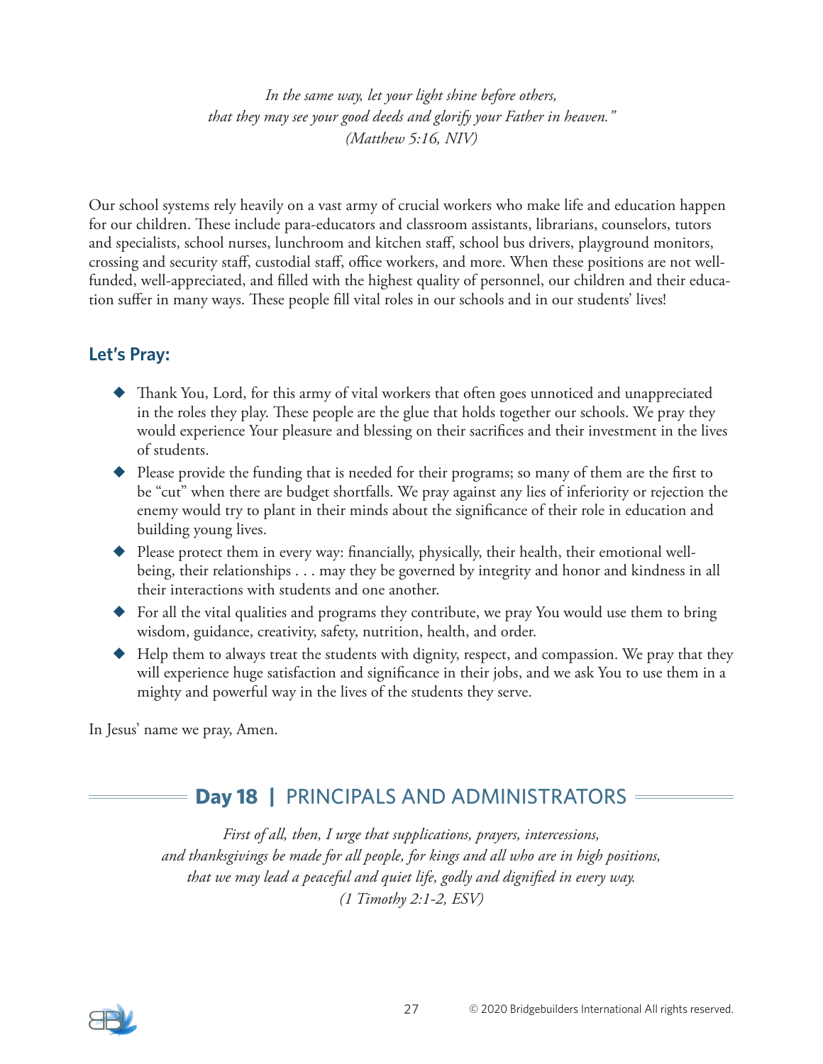*In the same way, let your light shine before others,*
*that they may see your good deeds and glorify your Father in heaven."*
*(Matthew 5:16, NIV)*

Our school systems rely heavily on a vast army of crucial workers who make life and education happen for our children. These include para-educators and classroom assistants, librarians, counselors, tutors and specialists, school nurses, lunchroom and kitchen staff, school bus drivers, playground monitors, crossing and security staff, custodial staff, office workers, and more. When these positions are not well-funded, well-appreciated, and filled with the highest quality of personnel, our children and their education suffer in many ways. These people fill vital roles in our schools and in our students' lives!

### Let's Pray:

- Thank You, Lord, for this army of vital workers that often goes unnoticed and unappreciated in the roles they play. These people are the glue that holds together our schools. We pray they would experience Your pleasure and blessing on their sacrifices and their investment in the lives of students.
- Please provide the funding that is needed for their programs; so many of them are the first to be "cut" when there are budget shortfalls. We pray against any lies of inferiority or rejection the enemy would try to plant in their minds about the significance of their role in education and building young lives.
- Please protect them in every way: financially, physically, their health, their emotional well-being, their relationships . . . may they be governed by integrity and honor and kindness in all their interactions with students and one another.
- For all the vital qualities and programs they contribute, we pray You would use them to bring wisdom, guidance, creativity, safety, nutrition, health, and order.
- Help them to always treat the students with dignity, respect, and compassion. We pray that they will experience huge satisfaction and significance in their jobs, and we ask You to use them in a mighty and powerful way in the lives of the students they serve.

In Jesus' name we pray, Amen.

## Day 18 | PRINCIPALS AND ADMINISTRATORS

*First of all, then, I urge that supplications, prayers, intercessions,*
*and thanksgivings be made for all people, for kings and all who are in high positions,*
*that we may lead a peaceful and quiet life, godly and dignified in every way.*
*(1 Timothy 2:1-2, ESV)*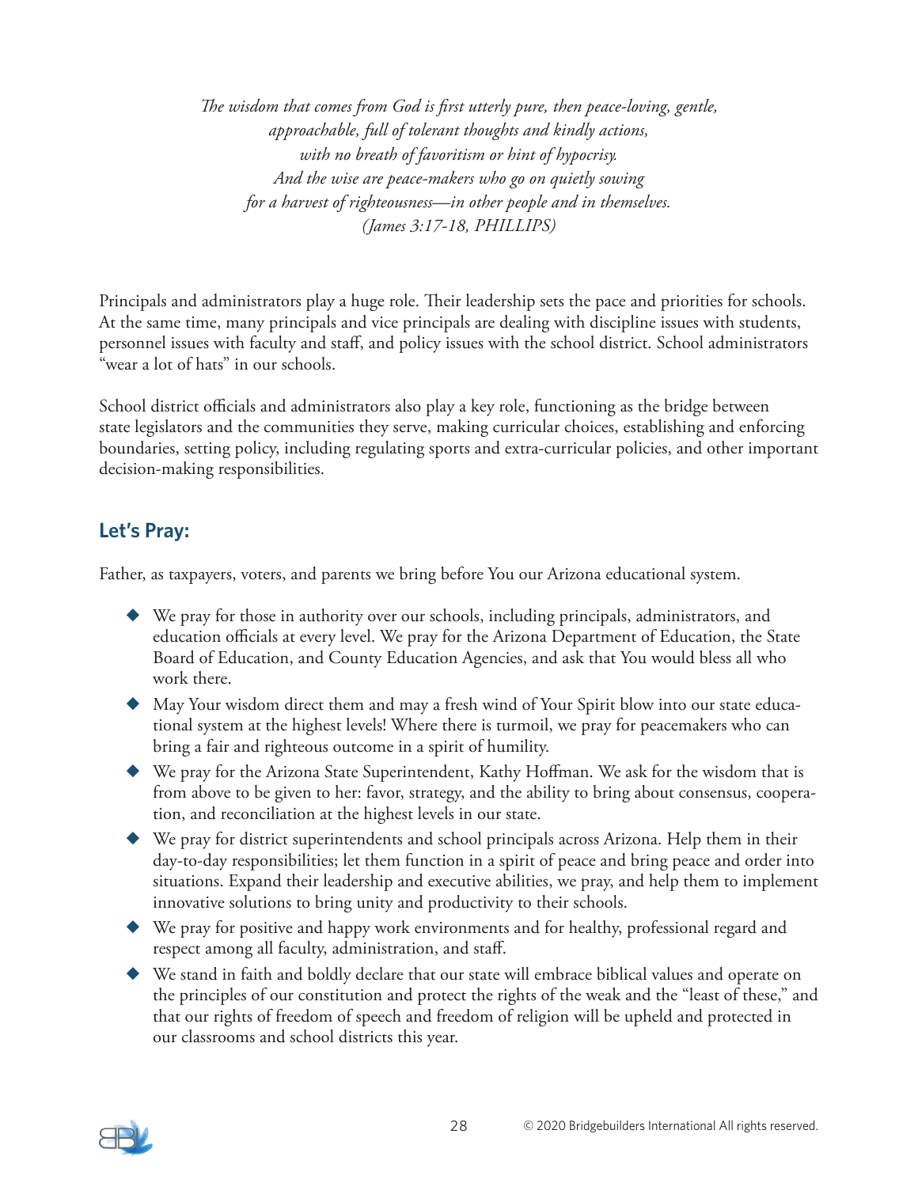*The wisdom that comes from God is first utterly pure, then peace-loving, gentle,*
*approachable, full of tolerant thoughts and kindly actions,*
*with no breath of favoritism or hint of hypocrisy.*
*And the wise are peace-makers who go on quietly sowing*
*for a harvest of righteousness—in other people and in themselves.*
*(James 3:17-18, PHILLIPS)*

Principals and administrators play a huge role. Their leadership sets the pace and priorities for schools. At the same time, many principals and vice principals are dealing with discipline issues with students, personnel issues with faculty and staff, and policy issues with the school district. School administrators "wear a lot of hats" in our schools.

School district officials and administrators also play a key role, functioning as the bridge between state legislators and the communities they serve, making curricular choices, establishing and enforcing boundaries, setting policy, including regulating sports and extra-curricular policies, and other important decision-making responsibilities.

## Let's Pray:

Father, as taxpayers, voters, and parents we bring before You our Arizona educational system.

- We pray for those in authority over our schools, including principals, administrators, and education officials at every level. We pray for the Arizona Department of Education, the State Board of Education, and County Education Agencies, and ask that You would bless all who work there.
- May Your wisdom direct them and may a fresh wind of Your Spirit blow into our state educational system at the highest levels! Where there is turmoil, we pray for peacemakers who can bring a fair and righteous outcome in a spirit of humility.
- We pray for the Arizona State Superintendent, Kathy Hoffman. We ask for the wisdom that is from above to be given to her: favor, strategy, and the ability to bring about consensus, cooperation, and reconciliation at the highest levels in our state.
- We pray for district superintendents and school principals across Arizona. Help them in their day-to-day responsibilities; let them function in a spirit of peace and bring peace and order into situations. Expand their leadership and executive abilities, we pray, and help them to implement innovative solutions to bring unity and productivity to their schools.
- We pray for positive and happy work environments and for healthy, professional regard and respect among all faculty, administration, and staff.
- We stand in faith and boldly declare that our state will embrace biblical values and operate on the principles of our constitution and protect the rights of the weak and the "least of these," and that our rights of freedom of speech and freedom of religion will be upheld and protected in our classrooms and school districts this year.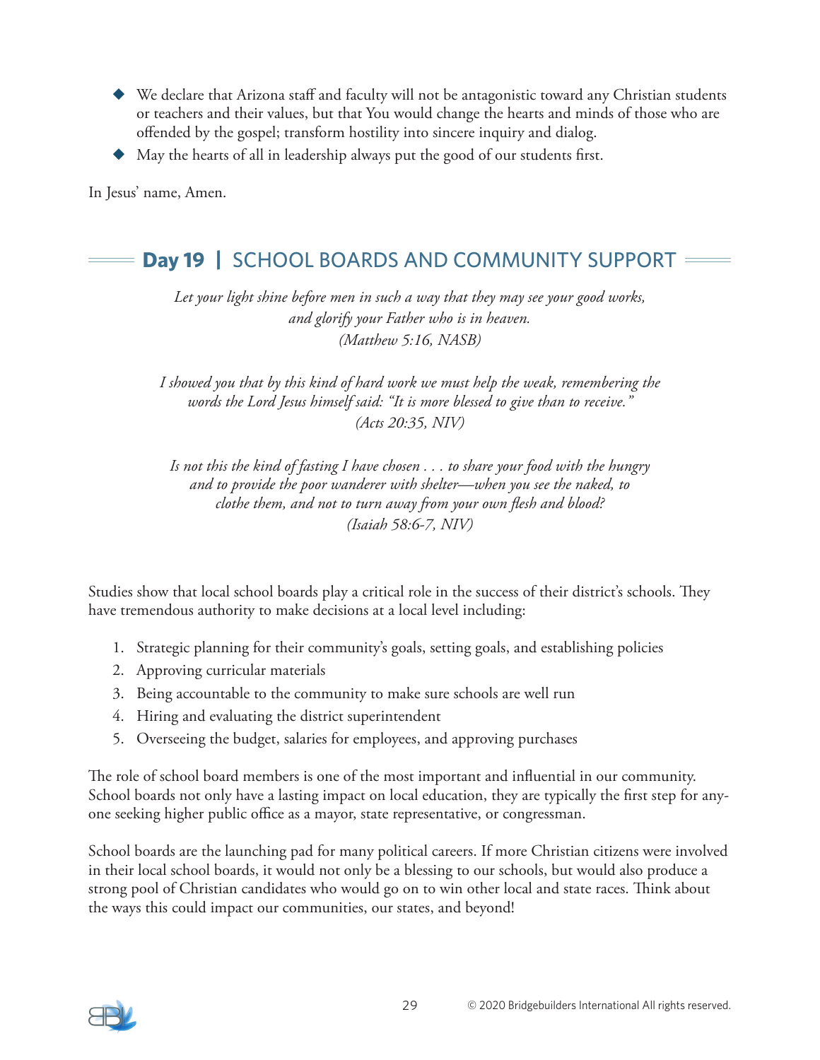- We declare that Arizona staff and faculty will not be antagonistic toward any Christian students or teachers and their values, but that You would change the hearts and minds of those who are offended by the gospel; transform hostility into sincere inquiry and dialog.
- May the hearts of all in leadership always put the good of our students first.

In Jesus' name, Amen.

## **Day 19** | SCHOOL BOARDS AND COMMUNITY SUPPORT

*Let your light shine before men in such a way that they may see your good works, and glorify your Father who is in heaven.*
*(Matthew 5:16, NASB)*

*I showed you that by this kind of hard work we must help the weak, remembering the words the Lord Jesus himself said: "It is more blessed to give than to receive."*
*(Acts 20:35, NIV)*

*Is not this the kind of fasting I have chosen . . . to share your food with the hungry and to provide the poor wanderer with shelter—when you see the naked, to clothe them, and not to turn away from your own flesh and blood?*
*(Isaiah 58:6-7, NIV)*

Studies show that local school boards play a critical role in the success of their district's schools. They have tremendous authority to make decisions at a local level including:

1. Strategic planning for their community's goals, setting goals, and establishing policies
2. Approving curricular materials
3. Being accountable to the community to make sure schools are well run
4. Hiring and evaluating the district superintendent
5. Overseeing the budget, salaries for employees, and approving purchases

The role of school board members is one of the most important and influential in our community. School boards not only have a lasting impact on local education, they are typically the first step for anyone seeking higher public office as a mayor, state representative, or congressman.

School boards are the launching pad for many political careers. If more Christian citizens were involved in their local school boards, it would not only be a blessing to our schools, but would also produce a strong pool of Christian candidates who would go on to win other local and state races. Think about the ways this could impact our communities, our states, and beyond!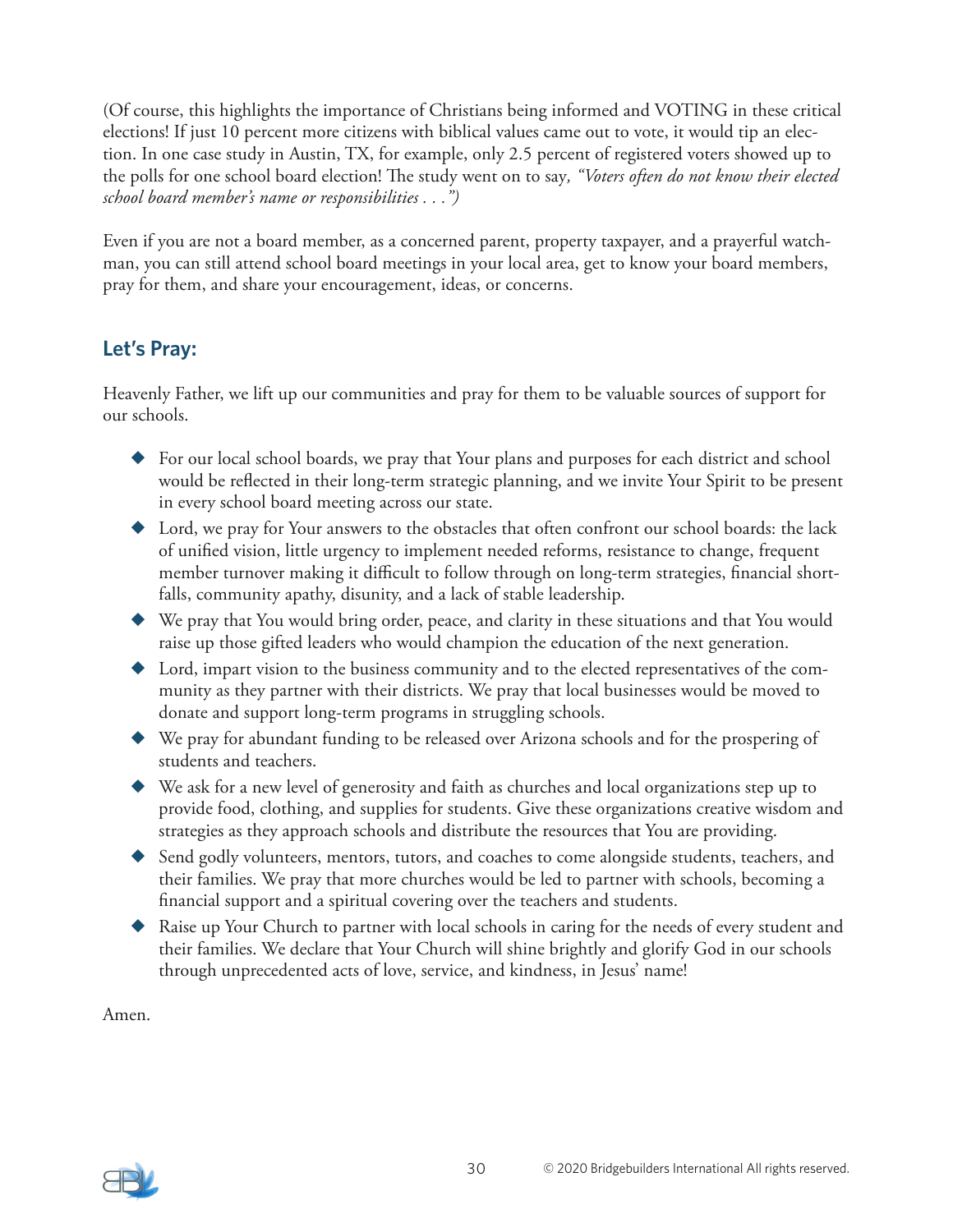(Of course, this highlights the importance of Christians being informed and VOTING in these critical elections! If just 10 percent more citizens with biblical values came out to vote, it would tip an election. In one case study in Austin, TX, for example, only 2.5 percent of registered voters showed up to the polls for one school board election! The study went on to say*, "Voters often do not know their elected school board member's name or responsibilities . . .")*

Even if you are not a board member, as a concerned parent, property taxpayer, and a prayerful watchman, you can still attend school board meetings in your local area, get to know your board members, pray for them, and share your encouragement, ideas, or concerns.

## Let's Pray:

Heavenly Father, we lift up our communities and pray for them to be valuable sources of support for our schools.

- For our local school boards, we pray that Your plans and purposes for each district and school would be reflected in their long-term strategic planning, and we invite Your Spirit to be present in every school board meeting across our state.
- Lord, we pray for Your answers to the obstacles that often confront our school boards: the lack of unified vision, little urgency to implement needed reforms, resistance to change, frequent member turnover making it difficult to follow through on long-term strategies, financial shortfalls, community apathy, disunity, and a lack of stable leadership.
- We pray that You would bring order, peace, and clarity in these situations and that You would raise up those gifted leaders who would champion the education of the next generation.
- Lord, impart vision to the business community and to the elected representatives of the community as they partner with their districts. We pray that local businesses would be moved to donate and support long-term programs in struggling schools.
- We pray for abundant funding to be released over Arizona schools and for the prospering of students and teachers.
- We ask for a new level of generosity and faith as churches and local organizations step up to provide food, clothing, and supplies for students. Give these organizations creative wisdom and strategies as they approach schools and distribute the resources that You are providing.
- Send godly volunteers, mentors, tutors, and coaches to come alongside students, teachers, and their families. We pray that more churches would be led to partner with schools, becoming a financial support and a spiritual covering over the teachers and students.
- Raise up Your Church to partner with local schools in caring for the needs of every student and their families. We declare that Your Church will shine brightly and glorify God in our schools through unprecedented acts of love, service, and kindness, in Jesus' name!

Amen.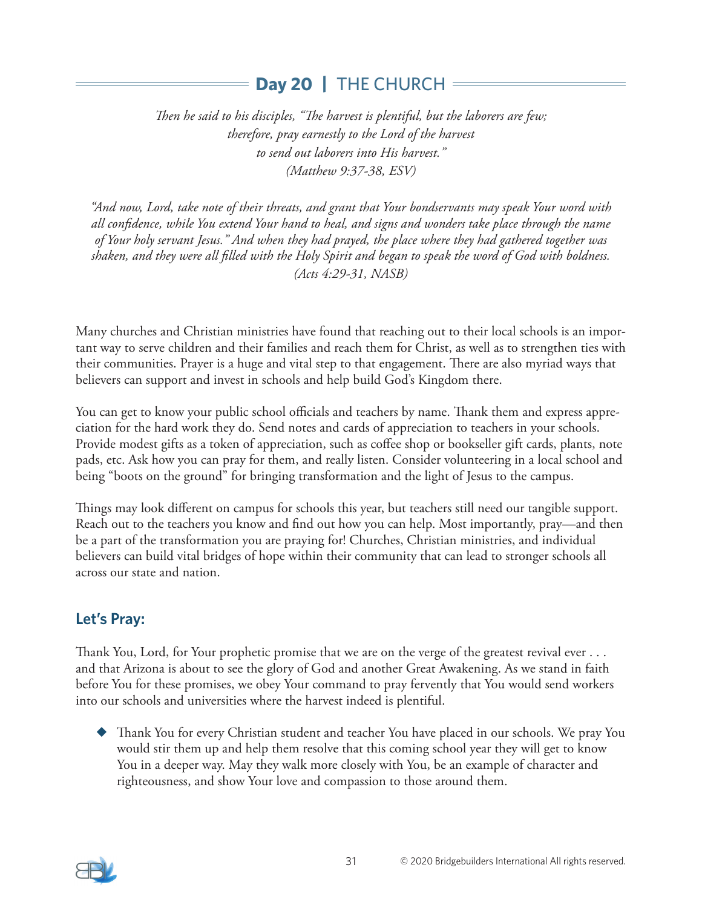## Day 20 | THE CHURCH

*Then he said to his disciples, "The harvest is plentiful, but the laborers are few; therefore, pray earnestly to the Lord of the harvest to send out laborers into His harvest."*
*(Matthew 9:37-38, ESV)*

*"And now, Lord, take note of their threats, and grant that Your bondservants may speak Your word with all confidence, while You extend Your hand to heal, and signs and wonders take place through the name of Your holy servant Jesus." And when they had prayed, the place where they had gathered together was shaken, and they were all filled with the Holy Spirit and began to speak the word of God with boldness.*
*(Acts 4:29-31, NASB)*

Many churches and Christian ministries have found that reaching out to their local schools is an important way to serve children and their families and reach them for Christ, as well as to strengthen ties with their communities. Prayer is a huge and vital step to that engagement. There are also myriad ways that believers can support and invest in schools and help build God's Kingdom there.

You can get to know your public school officials and teachers by name. Thank them and express appreciation for the hard work they do. Send notes and cards of appreciation to teachers in your schools. Provide modest gifts as a token of appreciation, such as coffee shop or bookseller gift cards, plants, note pads, etc. Ask how you can pray for them, and really listen. Consider volunteering in a local school and being "boots on the ground" for bringing transformation and the light of Jesus to the campus.

Things may look different on campus for schools this year, but teachers still need our tangible support. Reach out to the teachers you know and find out how you can help. Most importantly, pray—and then be a part of the transformation you are praying for! Churches, Christian ministries, and individual believers can build vital bridges of hope within their community that can lead to stronger schools all across our state and nation.

### Let's Pray:

Thank You, Lord, for Your prophetic promise that we are on the verge of the greatest revival ever . . . and that Arizona is about to see the glory of God and another Great Awakening. As we stand in faith before You for these promises, we obey Your command to pray fervently that You would send workers into our schools and universities where the harvest indeed is plentiful.

- Thank You for every Christian student and teacher You have placed in our schools. We pray You would stir them up and help them resolve that this coming school year they will get to know You in a deeper way. May they walk more closely with You, be an example of character and righteousness, and show Your love and compassion to those around them.

© 2020 Bridgebuilders International All rights reserved.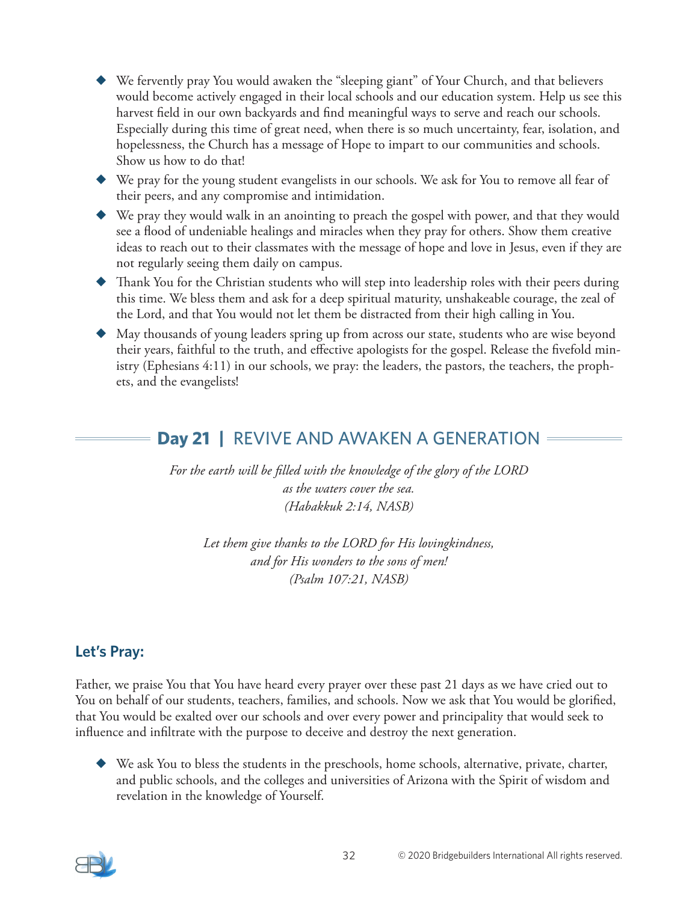- We fervently pray You would awaken the "sleeping giant" of Your Church, and that believers would become actively engaged in their local schools and our education system. Help us see this harvest field in our own backyards and find meaningful ways to serve and reach our schools. Especially during this time of great need, when there is so much uncertainty, fear, isolation, and hopelessness, the Church has a message of Hope to impart to our communities and schools. Show us how to do that!
- We pray for the young student evangelists in our schools. We ask for You to remove all fear of their peers, and any compromise and intimidation.
- We pray they would walk in an anointing to preach the gospel with power, and that they would see a flood of undeniable healings and miracles when they pray for others. Show them creative ideas to reach out to their classmates with the message of hope and love in Jesus, even if they are not regularly seeing them daily on campus.
- Thank You for the Christian students who will step into leadership roles with their peers during this time. We bless them and ask for a deep spiritual maturity, unshakeable courage, the zeal of the Lord, and that You would not let them be distracted from their high calling in You.
- May thousands of young leaders spring up from across our state, students who are wise beyond their years, faithful to the truth, and effective apologists for the gospel. Release the fivefold ministry (Ephesians 4:11) in our schools, we pray: the leaders, the pastors, the teachers, the prophets, and the evangelists!

## Day 21 | REVIVE AND AWAKEN A GENERATION

*For the earth will be filled with the knowledge of the glory of the LORD*
*as the waters cover the sea.*
*(Habakkuk 2:14, NASB)*

*Let them give thanks to the LORD for His lovingkindness,*
*and for His wonders to the sons of men!*
*(Psalm 107:21, NASB)*

### Let's Pray:

Father, we praise You that You have heard every prayer over these past 21 days as we have cried out to You on behalf of our students, teachers, families, and schools. Now we ask that You would be glorified, that You would be exalted over our schools and over every power and principality that would seek to influence and infiltrate with the purpose to deceive and destroy the next generation.

- We ask You to bless the students in the preschools, home schools, alternative, private, charter, and public schools, and the colleges and universities of Arizona with the Spirit of wisdom and revelation in the knowledge of Yourself.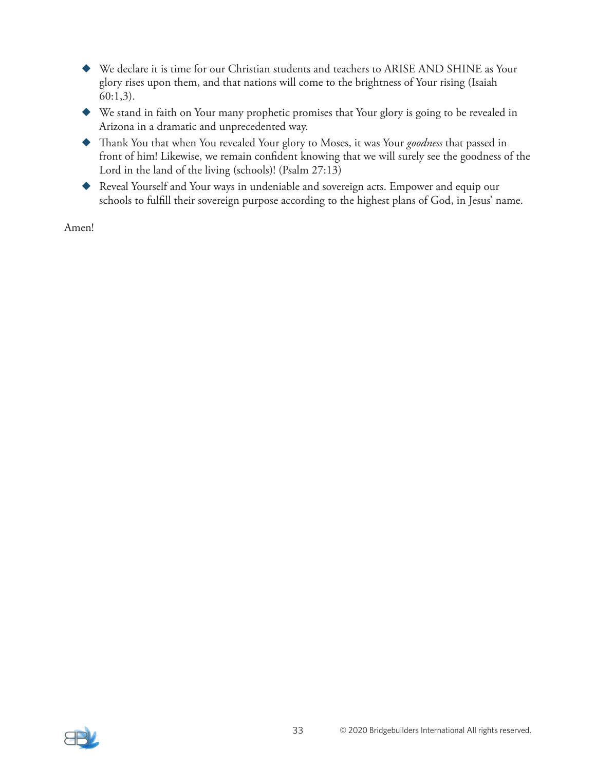- We declare it is time for our Christian students and teachers to ARISE AND SHINE as Your glory rises upon them, and that nations will come to the brightness of Your rising (Isaiah 60:1,3).
- We stand in faith on Your many prophetic promises that Your glory is going to be revealed in Arizona in a dramatic and unprecedented way.
- Thank You that when You revealed Your glory to Moses, it was Your *goodness* that passed in front of him! Likewise, we remain confident knowing that we will surely see the goodness of the Lord in the land of the living (schools)! (Psalm 27:13)
- Reveal Yourself and Your ways in undeniable and sovereign acts. Empower and equip our schools to fulfill their sovereign purpose according to the highest plans of God, in Jesus' name.

Amen!

© 2020 Bridgebuilders International All rights reserved.